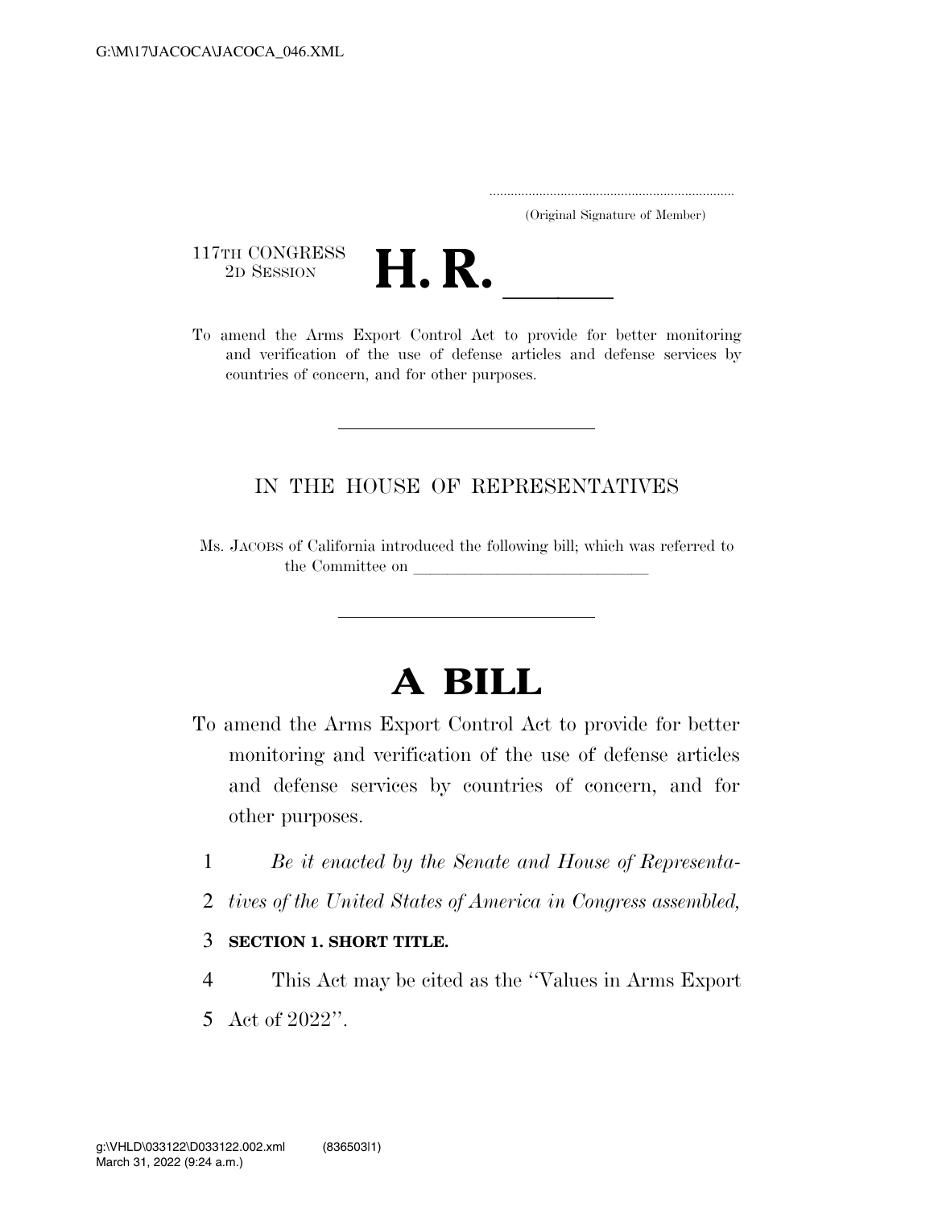G:\M\17\JACOCA\JACOCA_046.XML

.....................................................................
(Original Signature of Member)

117TH CONGRESS
2D SESSION

# H. R. \_\_\_\_\_\_

To amend the Arms Export Control Act to provide for better monitoring and verification of the use of defense articles and defense services by countries of concern, and for other purposes.

---

IN THE HOUSE OF REPRESENTATIVES

Ms. JACOBS of California introduced the following bill; which was referred to the Committee on \_\_\_\_\_\_\_\_\_\_\_\_\_\_\_\_\_\_\_\_\_\_\_\_\_\_\_\_

---

# A BILL

To amend the Arms Export Control Act to provide for better monitoring and verification of the use of defense articles and defense services by countries of concern, and for other purposes.

1 *Be it enacted by the Senate and House of Representa-*
2 *tives of the United States of America in Congress assembled,*

3 **SECTION 1. SHORT TITLE.**

4 This Act may be cited as the ''Values in Arms Export
5 Act of 2022''.

g:\VHLD\033122\D033122.002.xml (836503|1)
March 31, 2022 (9:24 a.m.)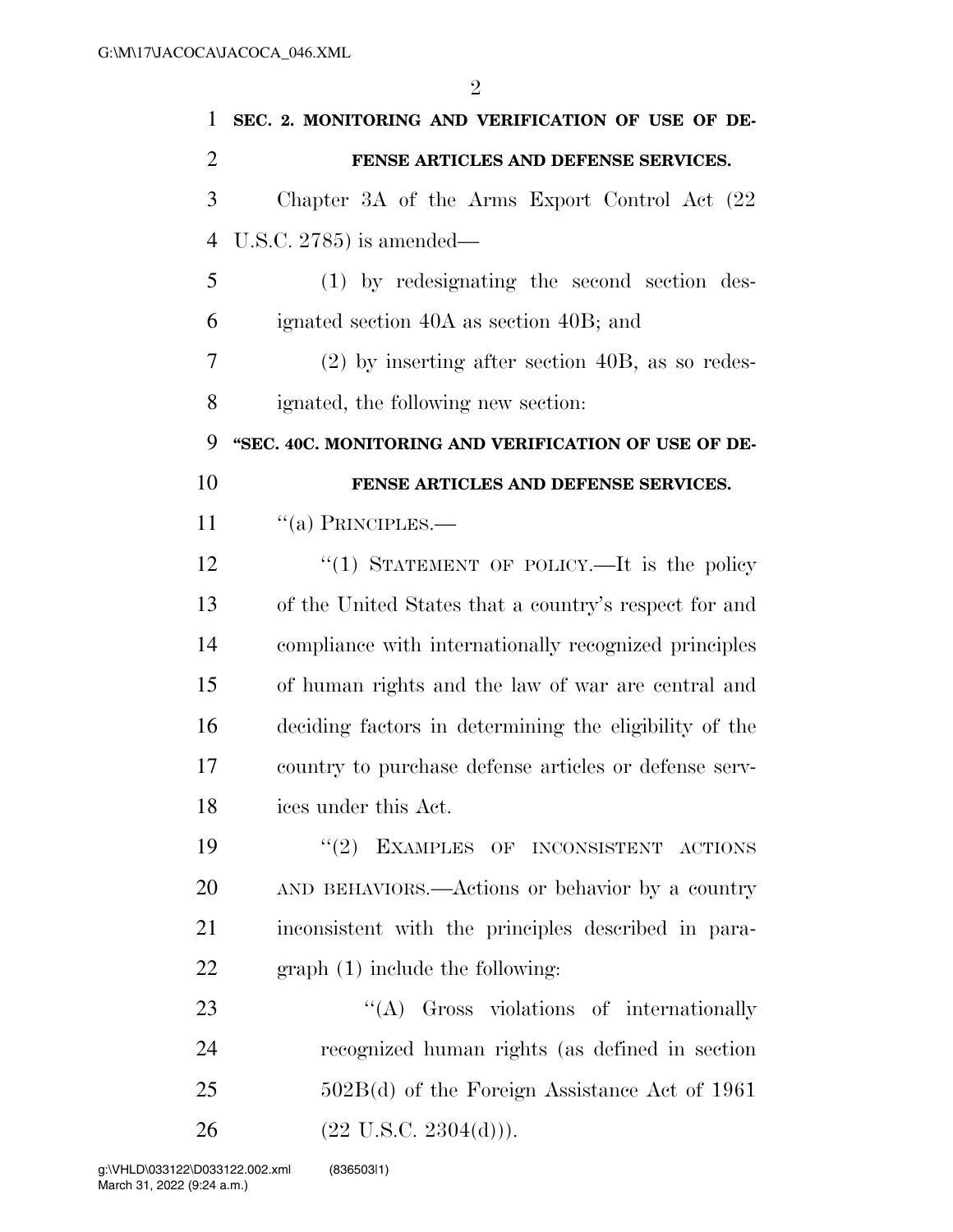**SEC. 2. MONITORING AND VERIFICATION OF USE OF DEFENSE ARTICLES AND DEFENSE SERVICES.**

Chapter 3A of the Arms Export Control Act (22 U.S.C. 2785) is amended—

(1) by redesignating the second section designated section 40A as section 40B; and

(2) by inserting after section 40B, as so redesignated, the following new section:

**"SEC. 40C. MONITORING AND VERIFICATION OF USE OF DEFENSE ARTICLES AND DEFENSE SERVICES.**

"(a) PRINCIPLES.—

"(1) STATEMENT OF POLICY.—It is the policy of the United States that a country's respect for and compliance with internationally recognized principles of human rights and the law of war are central and deciding factors in determining the eligibility of the country to purchase defense articles or defense services under this Act.

"(2) EXAMPLES OF INCONSISTENT ACTIONS AND BEHAVIORS.—Actions or behavior by a country inconsistent with the principles described in paragraph (1) include the following:

"(A) Gross violations of internationally recognized human rights (as defined in section 502B(d) of the Foreign Assistance Act of 1961 (22 U.S.C. 2304(d))).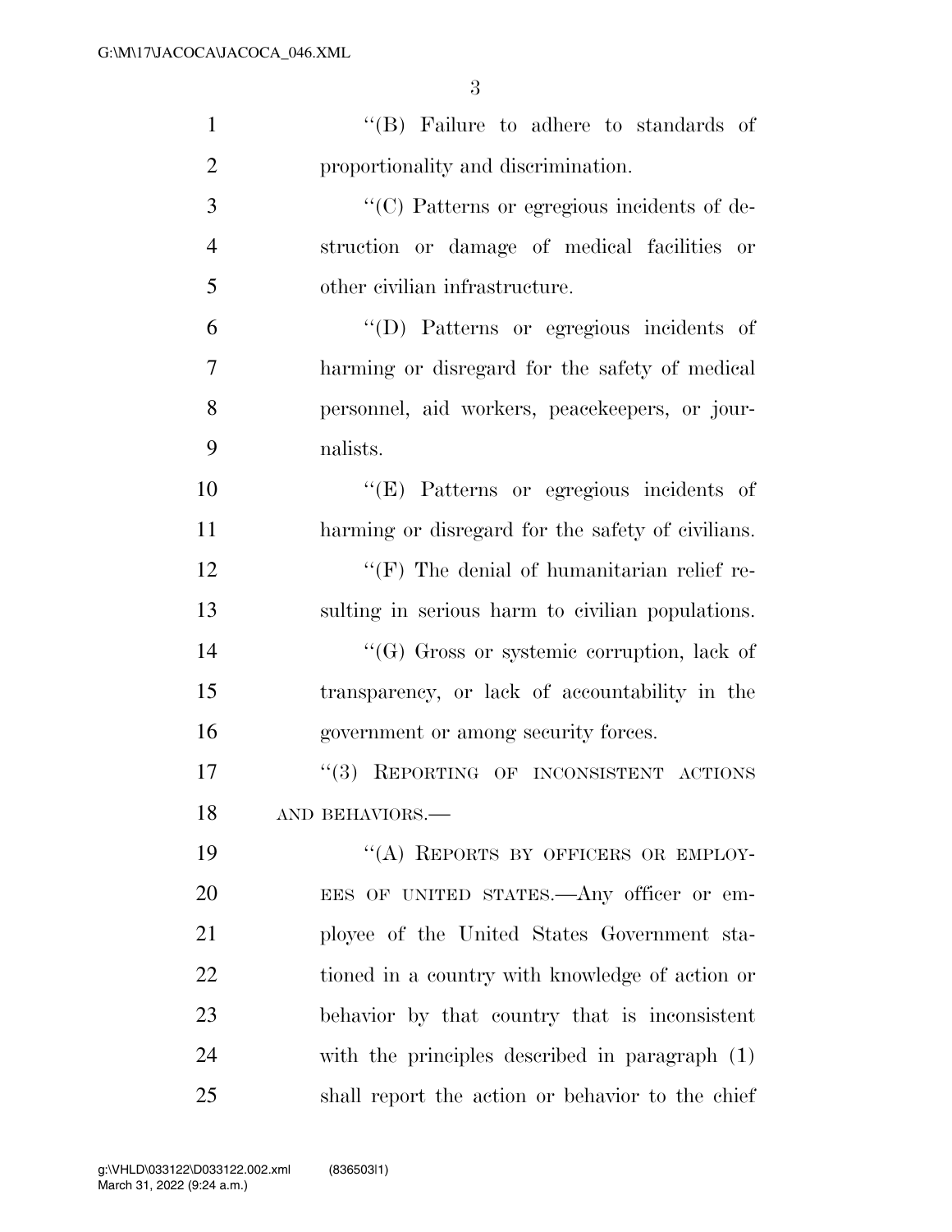''(B) Failure to adhere to standards of proportionality and discrimination.

''(C) Patterns or egregious incidents of destruction or damage of medical facilities or other civilian infrastructure.

''(D) Patterns or egregious incidents of harming or disregard for the safety of medical personnel, aid workers, peacekeepers, or journalists.

''(E) Patterns or egregious incidents of harming or disregard for the safety of civilians.

''(F) The denial of humanitarian relief resulting in serious harm to civilian populations.

''(G) Gross or systemic corruption, lack of transparency, or lack of accountability in the government or among security forces.

''(3) REPORTING OF INCONSISTENT ACTIONS AND BEHAVIORS.—

''(A) REPORTS BY OFFICERS OR EMPLOYEES OF UNITED STATES.—Any officer or employee of the United States Government stationed in a country with knowledge of action or behavior by that country that is inconsistent with the principles described in paragraph (1) shall report the action or behavior to the chief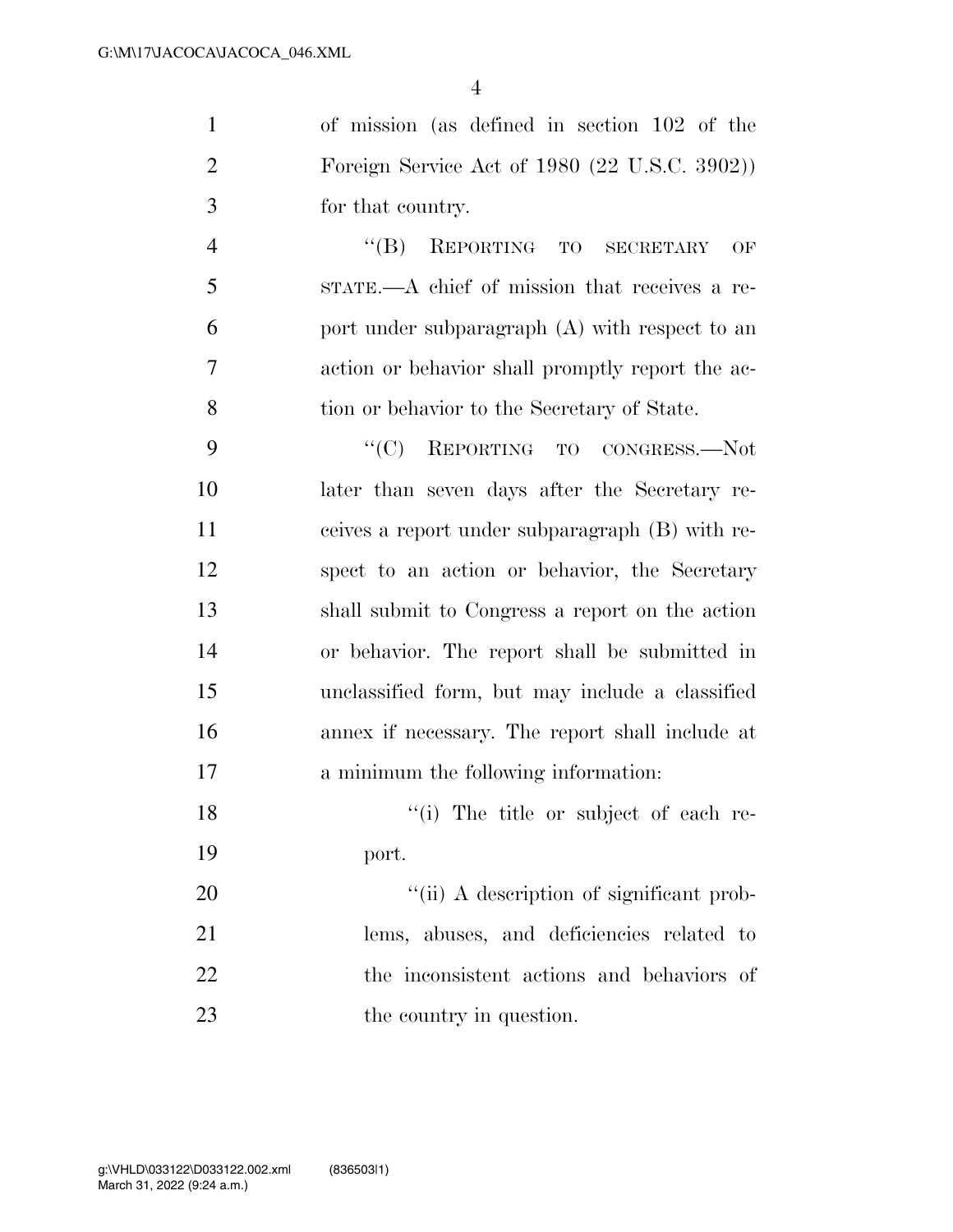of mission (as defined in section 102 of the Foreign Service Act of 1980 (22 U.S.C. 3902)) for that country.

"(B) REPORTING TO SECRETARY OF STATE.—A chief of mission that receives a report under subparagraph (A) with respect to an action or behavior shall promptly report the action or behavior to the Secretary of State.

"(C) REPORTING TO CONGRESS.—Not later than seven days after the Secretary receives a report under subparagraph (B) with respect to an action or behavior, the Secretary shall submit to Congress a report on the action or behavior. The report shall be submitted in unclassified form, but may include a classified annex if necessary. The report shall include at a minimum the following information:

"(i) The title or subject of each report.

"(ii) A description of significant problems, abuses, and deficiencies related to the inconsistent actions and behaviors of the country in question.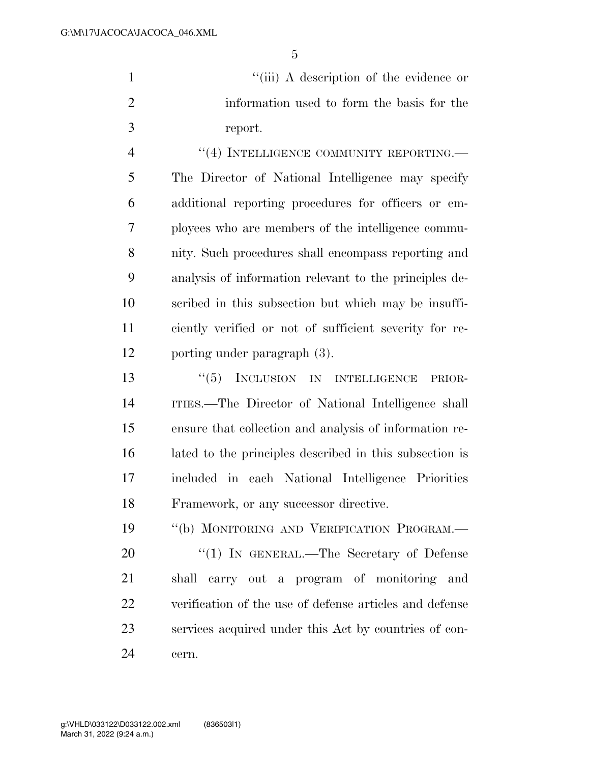"(iii) A description of the evidence or information used to form the basis for the report.

"(4) INTELLIGENCE COMMUNITY REPORTING.—The Director of National Intelligence may specify additional reporting procedures for officers or employees who are members of the intelligence community. Such procedures shall encompass reporting and analysis of information relevant to the principles described in this subsection but which may be insufficiently verified or not of sufficient severity for reporting under paragraph (3).

"(5) INCLUSION IN INTELLIGENCE PRIORITIES.—The Director of National Intelligence shall ensure that collection and analysis of information related to the principles described in this subsection is included in each National Intelligence Priorities Framework, or any successor directive.

"(b) MONITORING AND VERIFICATION PROGRAM.—

"(1) IN GENERAL.—The Secretary of Defense shall carry out a program of monitoring and verification of the use of defense articles and defense services acquired under this Act by countries of concern.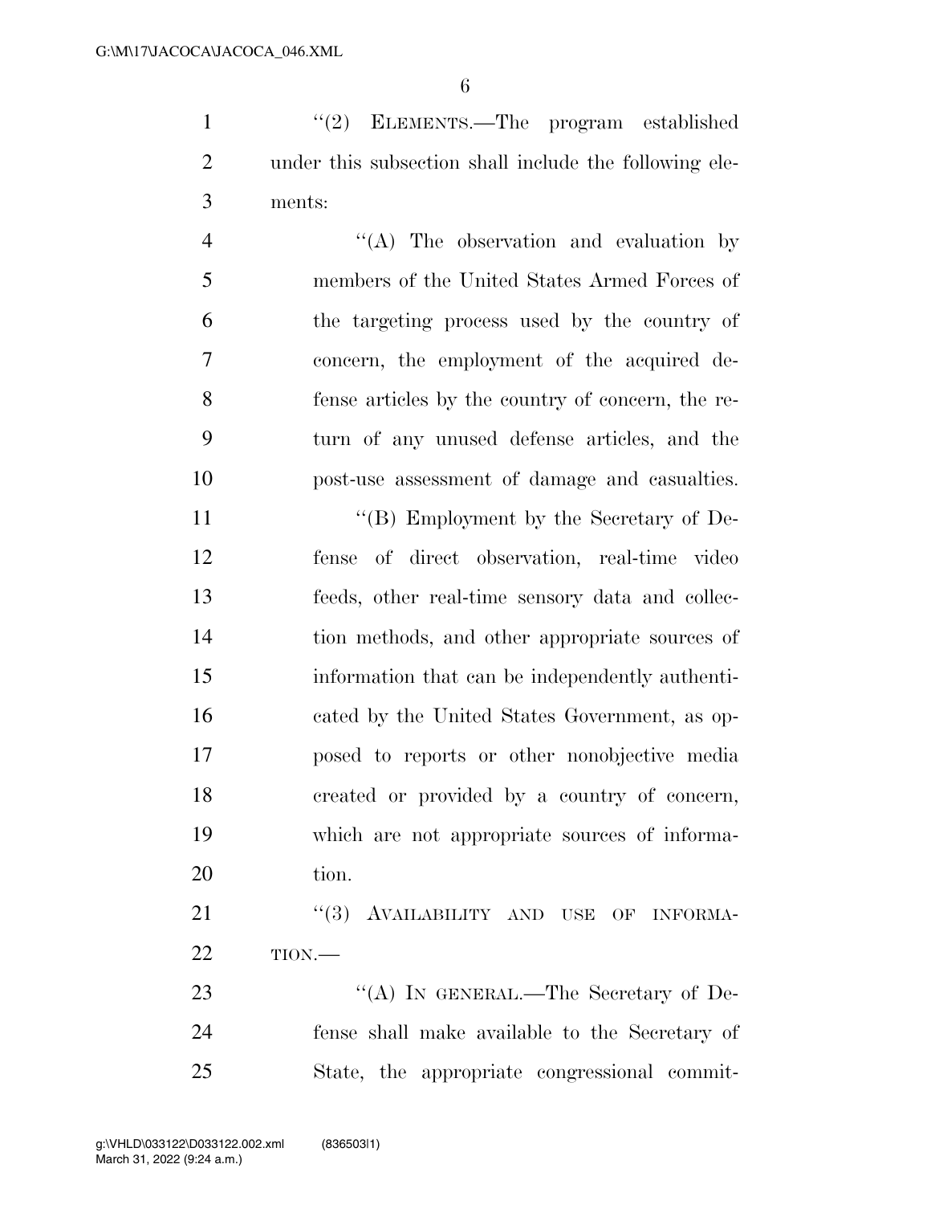"(2) ELEMENTS.—The program established under this subsection shall include the following elements:

"(A) The observation and evaluation by members of the United States Armed Forces of the targeting process used by the country of concern, the employment of the acquired defense articles by the country of concern, the return of any unused defense articles, and the post-use assessment of damage and casualties.

"(B) Employment by the Secretary of Defense of direct observation, real-time video feeds, other real-time sensory data and collection methods, and other appropriate sources of information that can be independently authenticated by the United States Government, as opposed to reports or other nonobjective media created or provided by a country of concern, which are not appropriate sources of information.

"(3) AVAILABILITY AND USE OF INFORMATION.—

"(A) IN GENERAL.—The Secretary of Defense shall make available to the Secretary of State, the appropriate congressional commit-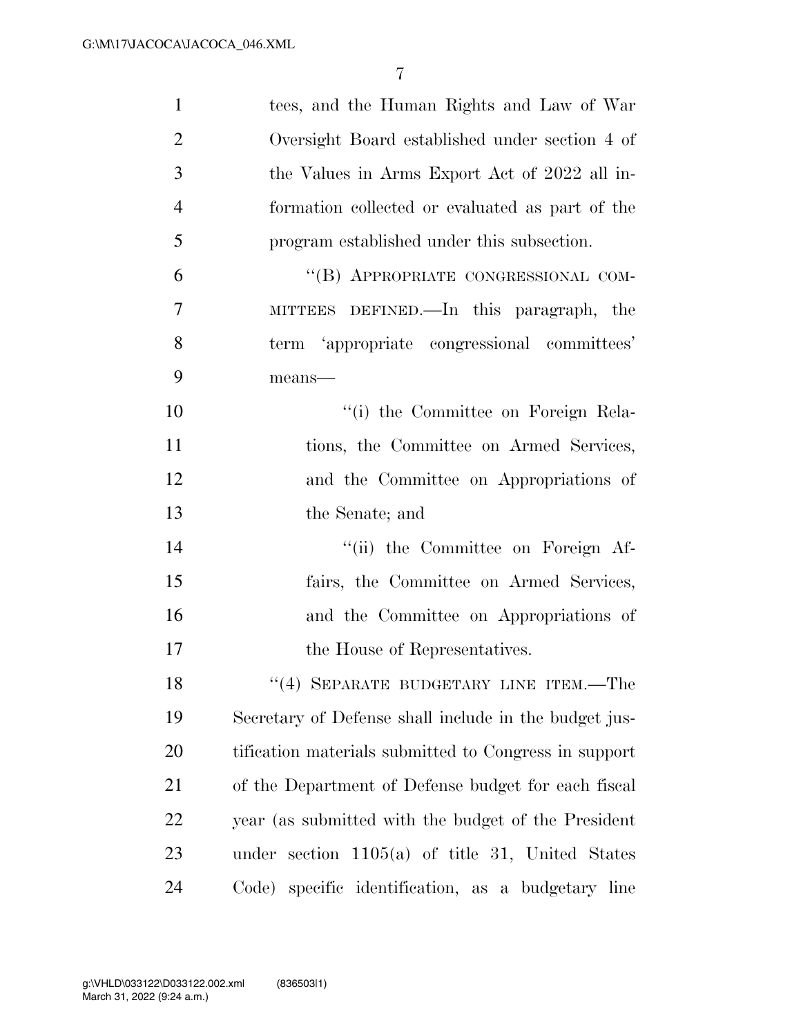tees, and the Human Rights and Law of War Oversight Board established under section 4 of the Values in Arms Export Act of 2022 all information collected or evaluated as part of the program established under this subsection.

"(B) APPROPRIATE CONGRESSIONAL COMMITTEES DEFINED.—In this paragraph, the term 'appropriate congressional committees' means—

"(i) the Committee on Foreign Relations, the Committee on Armed Services, and the Committee on Appropriations of the Senate; and

"(ii) the Committee on Foreign Affairs, the Committee on Armed Services, and the Committee on Appropriations of the House of Representatives.

"(4) SEPARATE BUDGETARY LINE ITEM.—The Secretary of Defense shall include in the budget justification materials submitted to Congress in support of the Department of Defense budget for each fiscal year (as submitted with the budget of the President under section 1105(a) of title 31, United States Code) specific identification, as a budgetary line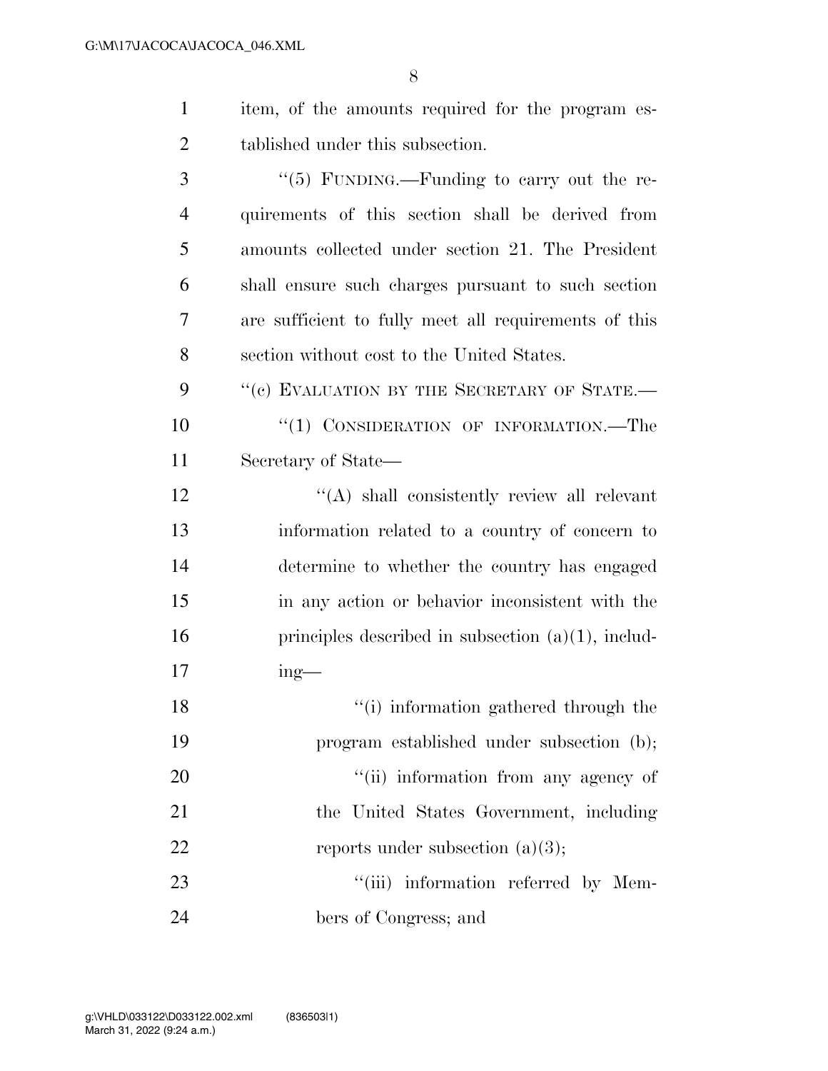item, of the amounts required for the program established under this subsection.

"(5) FUNDING.—Funding to carry out the requirements of this section shall be derived from amounts collected under section 21. The President shall ensure such charges pursuant to such section are sufficient to fully meet all requirements of this section without cost to the United States.

"(c) EVALUATION BY THE SECRETARY OF STATE.—

"(1) CONSIDERATION OF INFORMATION.—The Secretary of State—

"(A) shall consistently review all relevant information related to a country of concern to determine to whether the country has engaged in any action or behavior inconsistent with the principles described in subsection (a)(1), including—

"(i) information gathered through the program established under subsection (b);

"(ii) information from any agency of the United States Government, including reports under subsection (a)(3);

"(iii) information referred by Members of Congress; and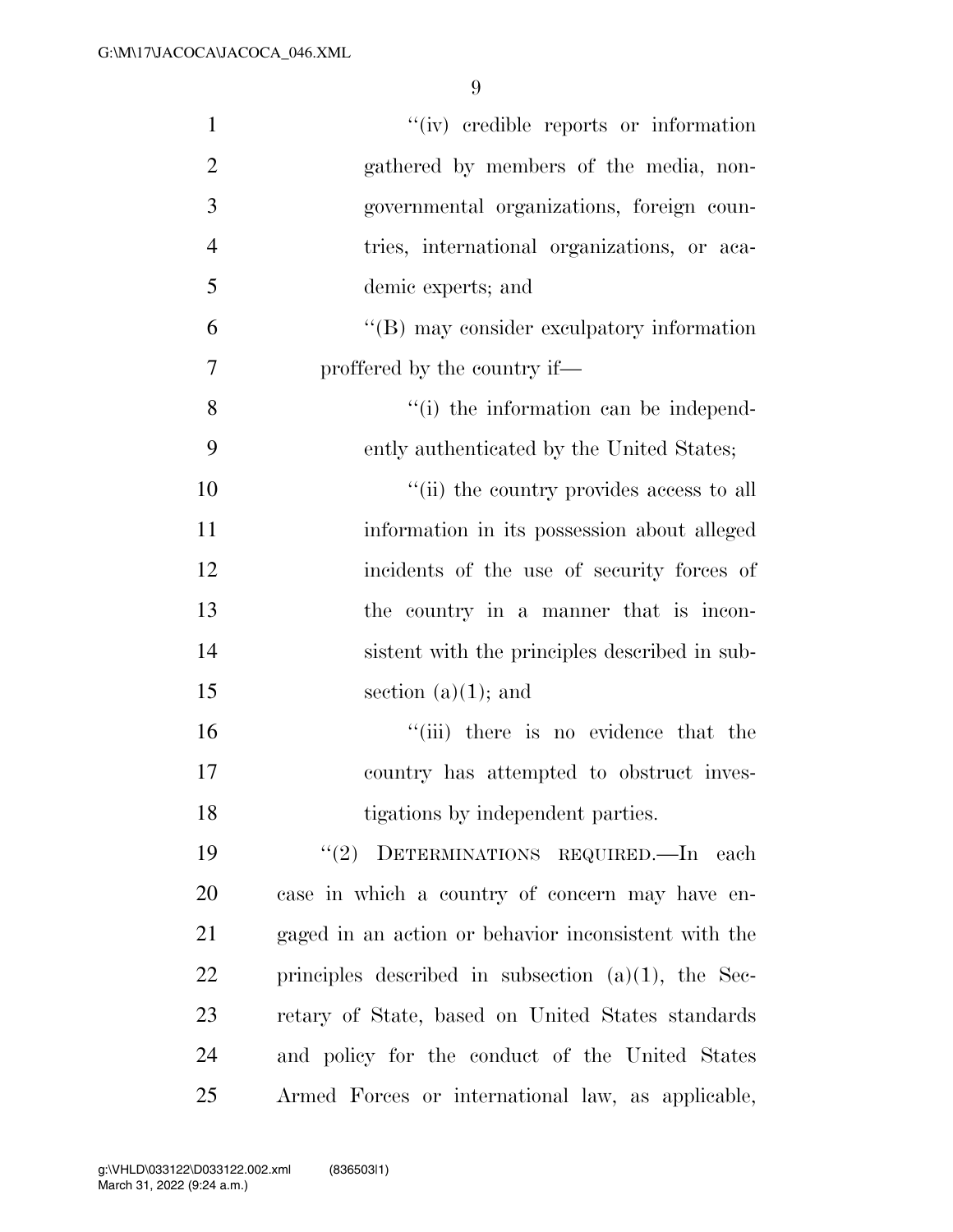''(iv) credible reports or information gathered by members of the media, non-governmental organizations, foreign countries, international organizations, or academic experts; and

''(B) may consider exculpatory information proffered by the country if—

''(i) the information can be independently authenticated by the United States;

''(ii) the country provides access to all information in its possession about alleged incidents of the use of security forces of the country in a manner that is inconsistent with the principles described in subsection (a)(1); and

''(iii) there is no evidence that the country has attempted to obstruct investigations by independent parties.

''(2) DETERMINATIONS REQUIRED.—In each case in which a country of concern may have engaged in an action or behavior inconsistent with the principles described in subsection (a)(1), the Secretary of State, based on United States standards and policy for the conduct of the United States Armed Forces or international law, as applicable,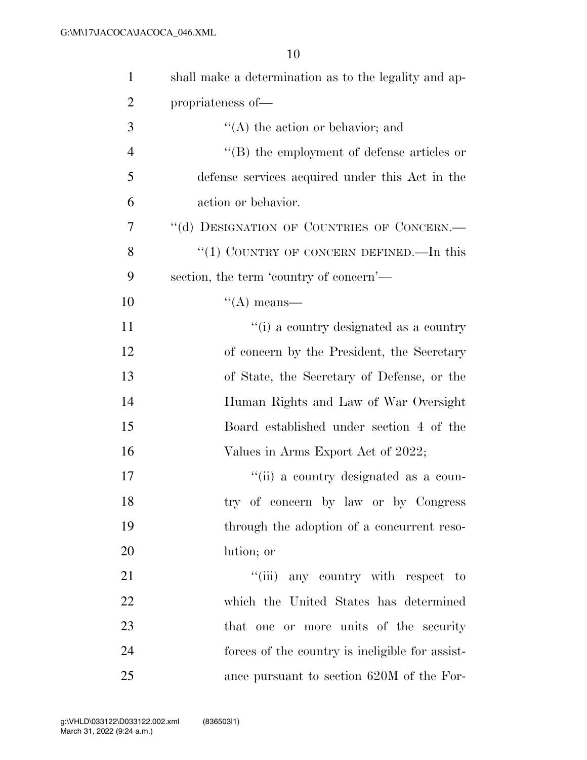shall make a determination as to the legality and appropriateness of—

"(A) the action or behavior; and

"(B) the employment of defense articles or defense services acquired under this Act in the action or behavior.

"(d) DESIGNATION OF COUNTRIES OF CONCERN.—

"(1) COUNTRY OF CONCERN DEFINED.—In this section, the term 'country of concern'—

"(A) means—

"(i) a country designated as a country of concern by the President, the Secretary of State, the Secretary of Defense, or the Human Rights and Law of War Oversight Board established under section 4 of the Values in Arms Export Act of 2022;

"(ii) a country designated as a country of concern by law or by Congress through the adoption of a concurrent resolution; or

"(iii) any country with respect to which the United States has determined that one or more units of the security forces of the country is ineligible for assistance pursuant to section 620M of the For-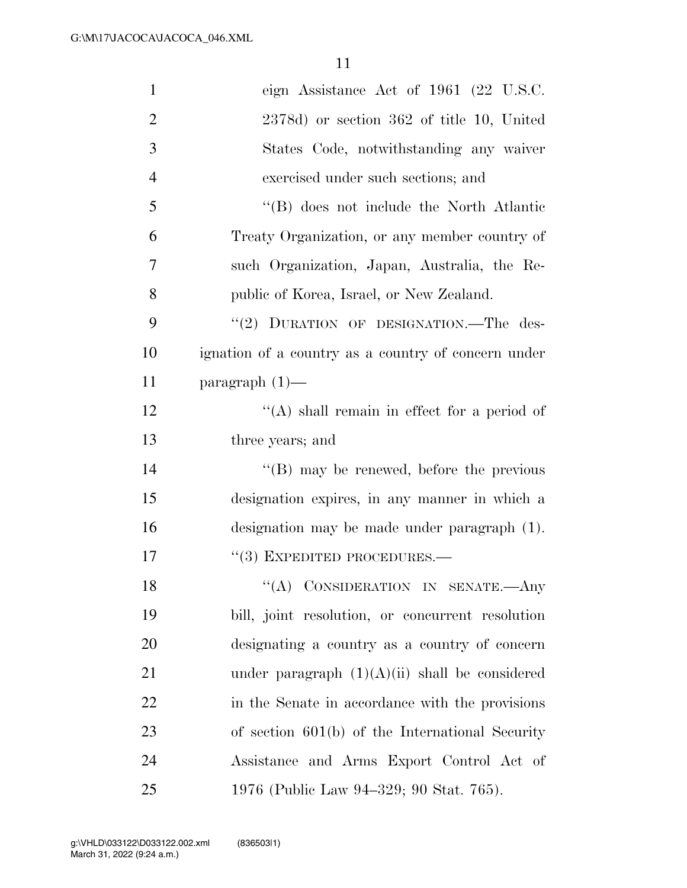eign Assistance Act of 1961 (22 U.S.C. 2378d) or section 362 of title 10, United States Code, notwithstanding any waiver exercised under such sections; and

"(B) does not include the North Atlantic Treaty Organization, or any member country of such Organization, Japan, Australia, the Republic of Korea, Israel, or New Zealand.

"(2) DURATION OF DESIGNATION.—The designation of a country as a country of concern under paragraph (1)—

"(A) shall remain in effect for a period of three years; and

"(B) may be renewed, before the previous designation expires, in any manner in which a designation may be made under paragraph (1).

"(3) EXPEDITED PROCEDURES.—

"(A) CONSIDERATION IN SENATE.—Any bill, joint resolution, or concurrent resolution designating a country as a country of concern under paragraph (1)(A)(ii) shall be considered in the Senate in accordance with the provisions of section 601(b) of the International Security Assistance and Arms Export Control Act of 1976 (Public Law 94–329; 90 Stat. 765).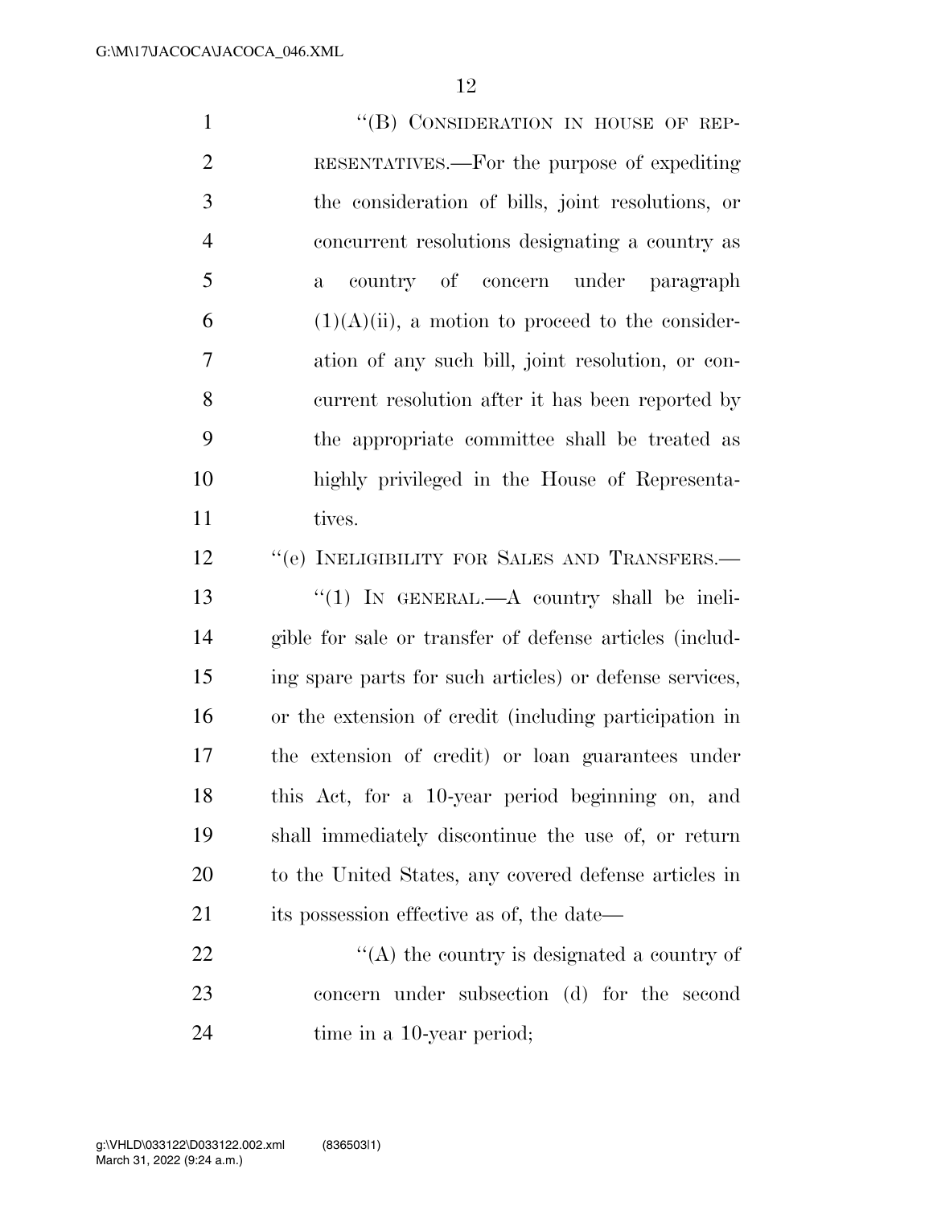"(B) CONSIDERATION IN HOUSE OF REPRESENTATIVES.—For the purpose of expediting the consideration of bills, joint resolutions, or concurrent resolutions designating a country as a country of concern under paragraph (1)(A)(ii), a motion to proceed to the consideration of any such bill, joint resolution, or concurrent resolution after it has been reported by the appropriate committee shall be treated as highly privileged in the House of Representatives.

"(e) INELIGIBILITY FOR SALES AND TRANSFERS.—

"(1) IN GENERAL.—A country shall be ineligible for sale or transfer of defense articles (including spare parts for such articles) or defense services, or the extension of credit (including participation in the extension of credit) or loan guarantees under this Act, for a 10-year period beginning on, and shall immediately discontinue the use of, or return to the United States, any covered defense articles in its possession effective as of, the date—

"(A) the country is designated a country of concern under subsection (d) for the second time in a 10-year period;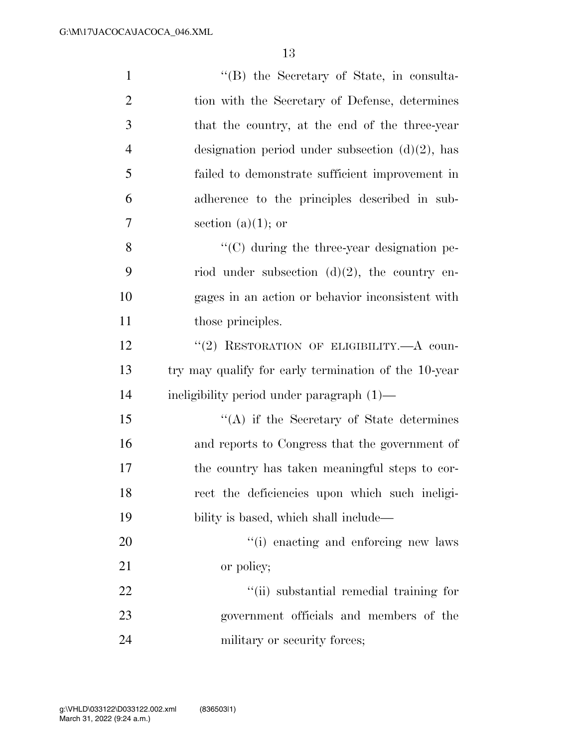"(B) the Secretary of State, in consultation with the Secretary of Defense, determines that the country, at the end of the three-year designation period under subsection (d)(2), has failed to demonstrate sufficient improvement in adherence to the principles described in subsection (a)(1); or

"(C) during the three-year designation period under subsection (d)(2), the country engages in an action or behavior inconsistent with those principles.

"(2) RESTORATION OF ELIGIBILITY.—A country may qualify for early termination of the 10-year ineligibility period under paragraph (1)—

"(A) if the Secretary of State determines and reports to Congress that the government of the country has taken meaningful steps to correct the deficiencies upon which such ineligibility is based, which shall include—

"(i) enacting and enforcing new laws or policy;

"(ii) substantial remedial training for government officials and members of the military or security forces;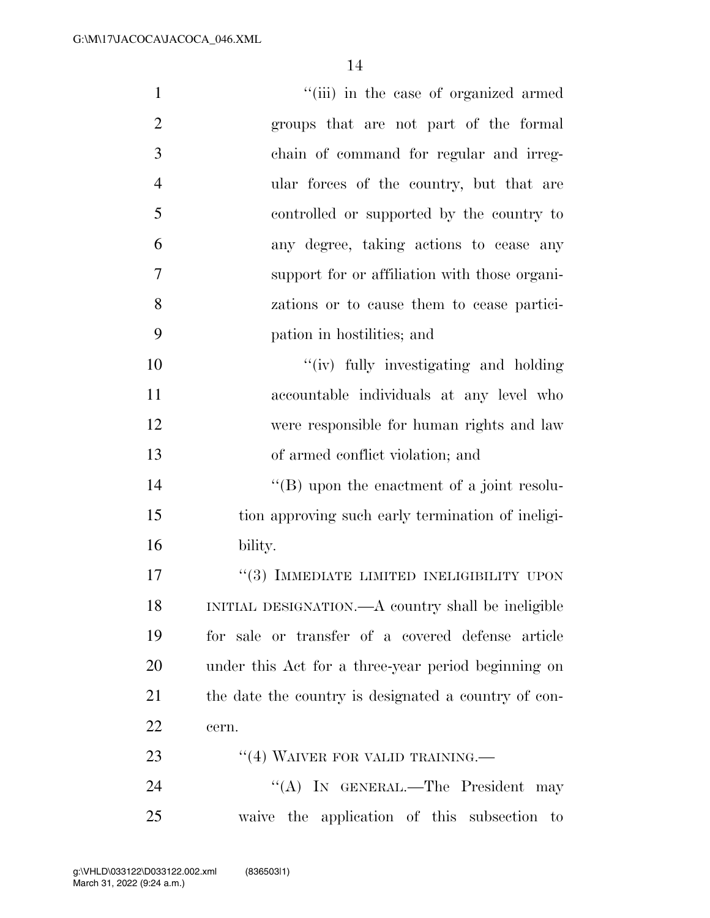"(iii) in the case of organized armed groups that are not part of the formal chain of command for regular and irregular forces of the country, but that are controlled or supported by the country to any degree, taking actions to cease any support for or affiliation with those organizations or to cause them to cease participation in hostilities; and

"(iv) fully investigating and holding accountable individuals at any level who were responsible for human rights and law of armed conflict violation; and

"(B) upon the enactment of a joint resolution approving such early termination of ineligibility.

"(3) IMMEDIATE LIMITED INELIGIBILITY UPON INITIAL DESIGNATION.—A country shall be ineligible for sale or transfer of a covered defense article under this Act for a three-year period beginning on the date the country is designated a country of concern.

"(4) WAIVER FOR VALID TRAINING.—

"(A) IN GENERAL.—The President may waive the application of this subsection to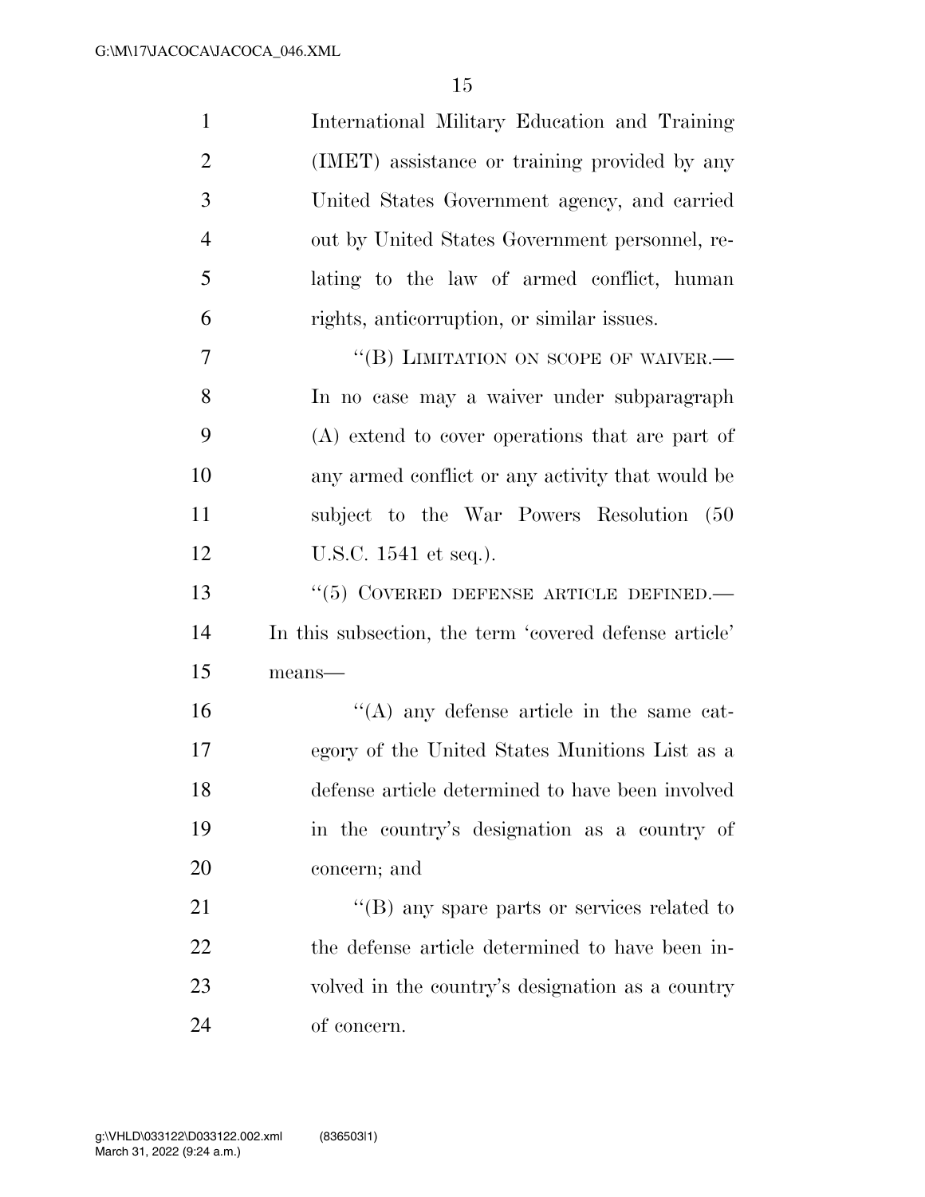International Military Education and Training (IMET) assistance or training provided by any United States Government agency, and carried out by United States Government personnel, relating to the law of armed conflict, human rights, anticorruption, or similar issues.

"(B) LIMITATION ON SCOPE OF WAIVER.— In no case may a waiver under subparagraph (A) extend to cover operations that are part of any armed conflict or any activity that would be subject to the War Powers Resolution (50 U.S.C. 1541 et seq.).

"(5) COVERED DEFENSE ARTICLE DEFINED.— In this subsection, the term 'covered defense article' means—

"(A) any defense article in the same category of the United States Munitions List as a defense article determined to have been involved in the country's designation as a country of concern; and

"(B) any spare parts or services related to the defense article determined to have been involved in the country's designation as a country of concern.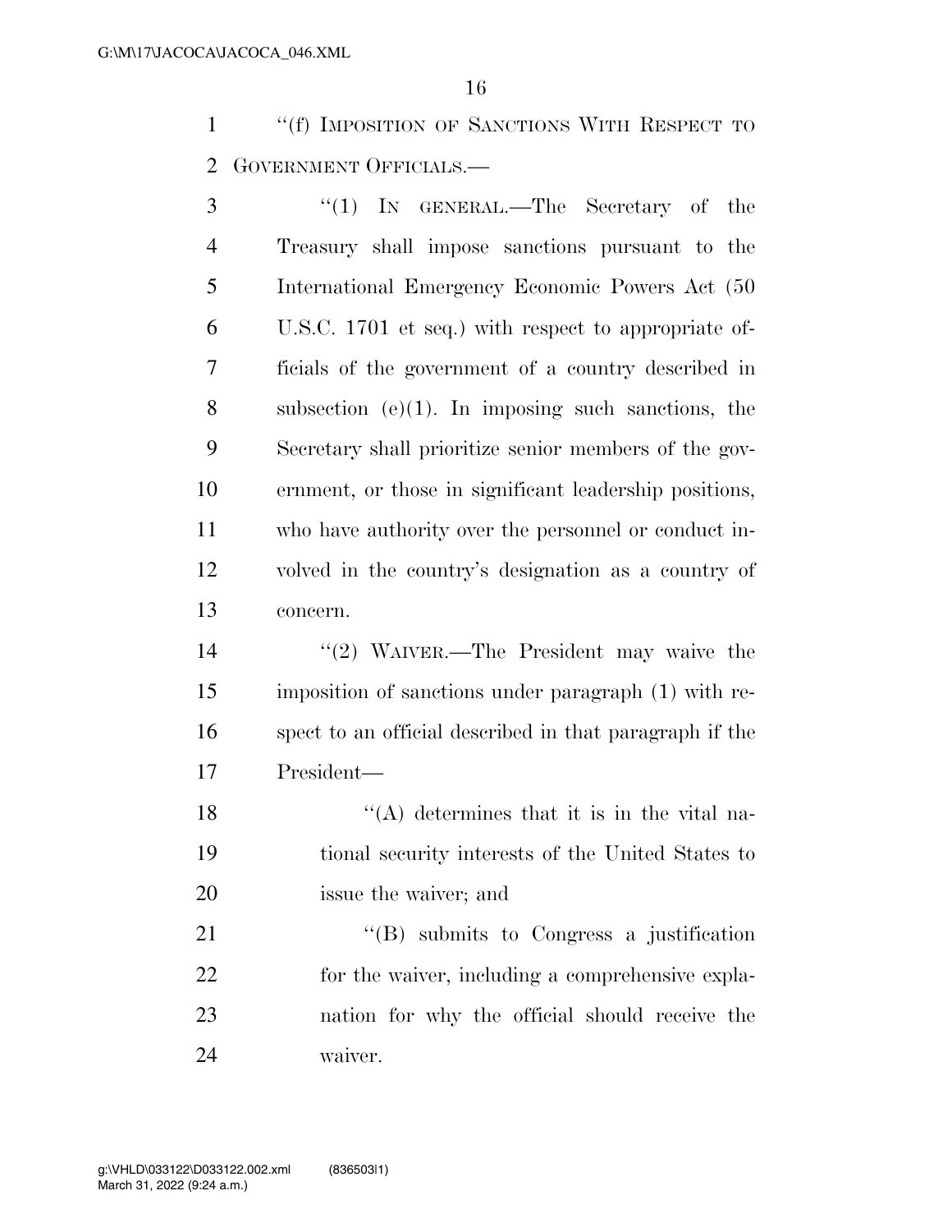"(f) IMPOSITION OF SANCTIONS WITH RESPECT TO GOVERNMENT OFFICIALS.—

"(1) IN GENERAL.—The Secretary of the Treasury shall impose sanctions pursuant to the International Emergency Economic Powers Act (50 U.S.C. 1701 et seq.) with respect to appropriate officials of the government of a country described in subsection (e)(1). In imposing such sanctions, the Secretary shall prioritize senior members of the government, or those in significant leadership positions, who have authority over the personnel or conduct involved in the country's designation as a country of concern.

"(2) WAIVER.—The President may waive the imposition of sanctions under paragraph (1) with respect to an official described in that paragraph if the President—

"(A) determines that it is in the vital national security interests of the United States to issue the waiver; and

"(B) submits to Congress a justification for the waiver, including a comprehensive explanation for why the official should receive the waiver.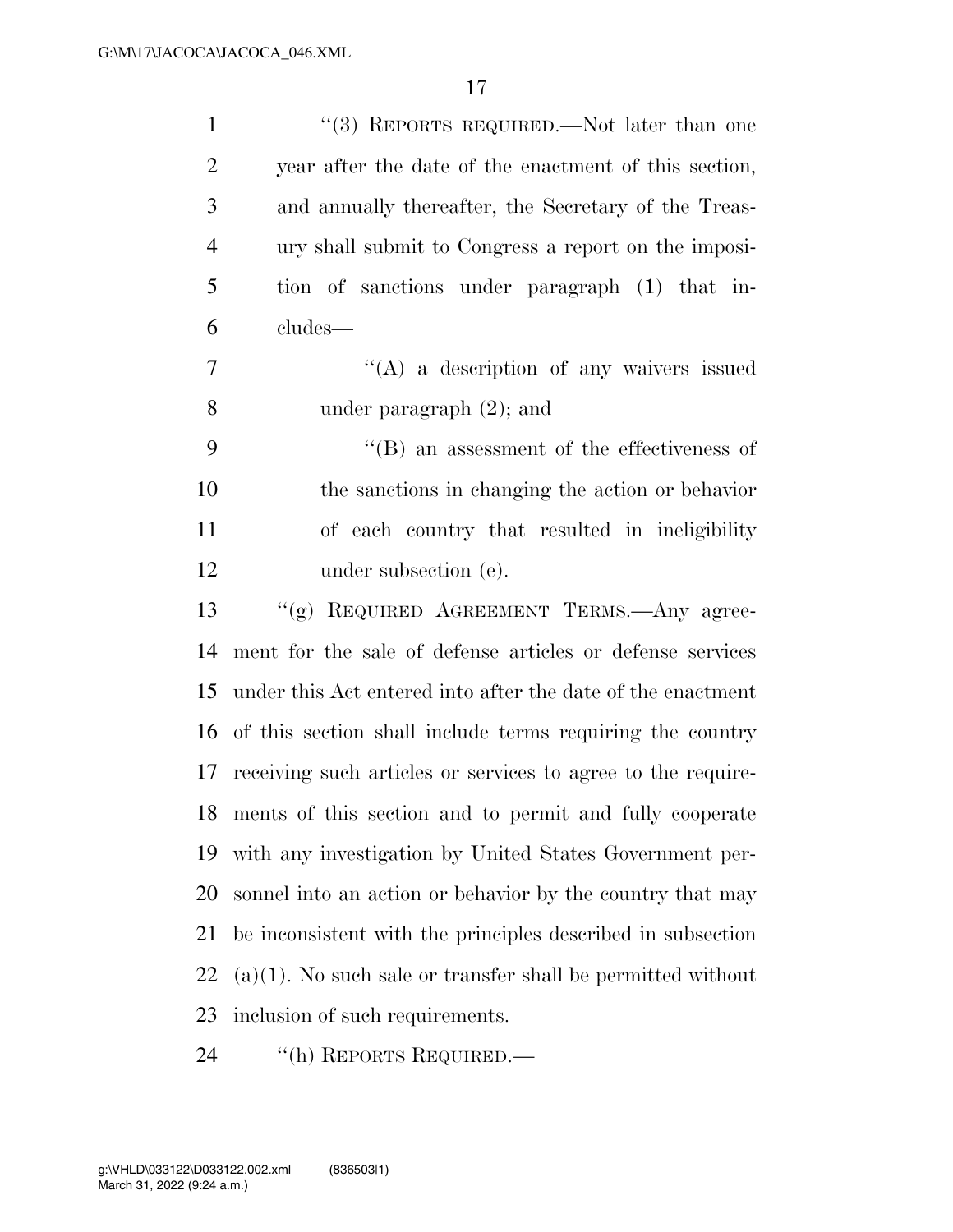"(3) REPORTS REQUIRED.—Not later than one year after the date of the enactment of this section, and annually thereafter, the Secretary of the Treasury shall submit to Congress a report on the imposition of sanctions under paragraph (1) that includes—

"(A) a description of any waivers issued under paragraph (2); and

"(B) an assessment of the effectiveness of the sanctions in changing the action or behavior of each country that resulted in ineligibility under subsection (e).

"(g) REQUIRED AGREEMENT TERMS.—Any agreement for the sale of defense articles or defense services under this Act entered into after the date of the enactment of this section shall include terms requiring the country receiving such articles or services to agree to the requirements of this section and to permit and fully cooperate with any investigation by United States Government personnel into an action or behavior by the country that may be inconsistent with the principles described in subsection (a)(1). No such sale or transfer shall be permitted without inclusion of such requirements.

"(h) REPORTS REQUIRED.—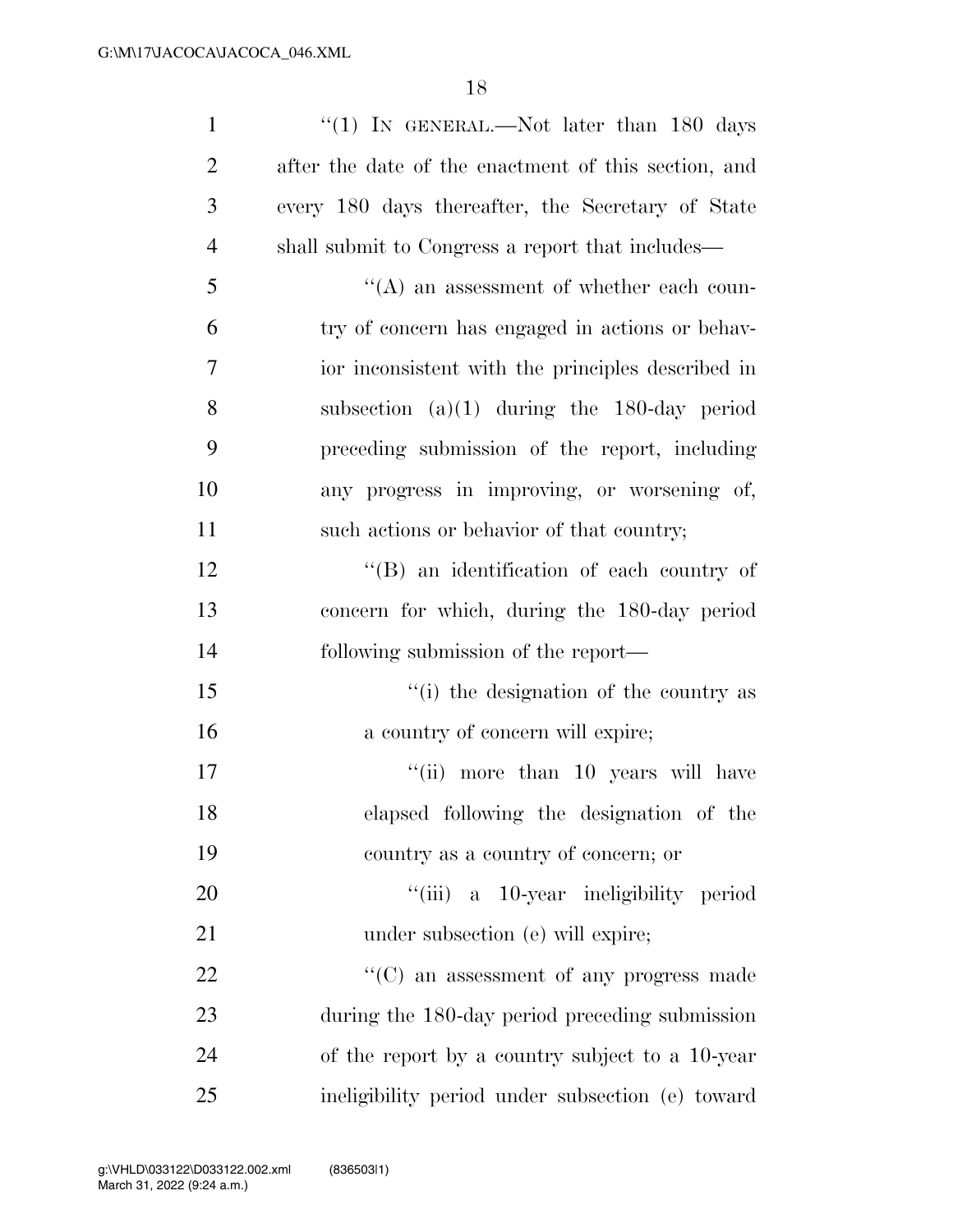''(1) IN GENERAL.—Not later than 180 days after the date of the enactment of this section, and every 180 days thereafter, the Secretary of State shall submit to Congress a report that includes—

''(A) an assessment of whether each country of concern has engaged in actions or behavior inconsistent with the principles described in subsection (a)(1) during the 180-day period preceding submission of the report, including any progress in improving, or worsening of, such actions or behavior of that country;

''(B) an identification of each country of concern for which, during the 180-day period following submission of the report—

''(i) the designation of the country as a country of concern will expire;

''(ii) more than 10 years will have elapsed following the designation of the country as a country of concern; or

''(iii) a 10-year ineligibility period under subsection (e) will expire;

''(C) an assessment of any progress made during the 180-day period preceding submission of the report by a country subject to a 10-year ineligibility period under subsection (e) toward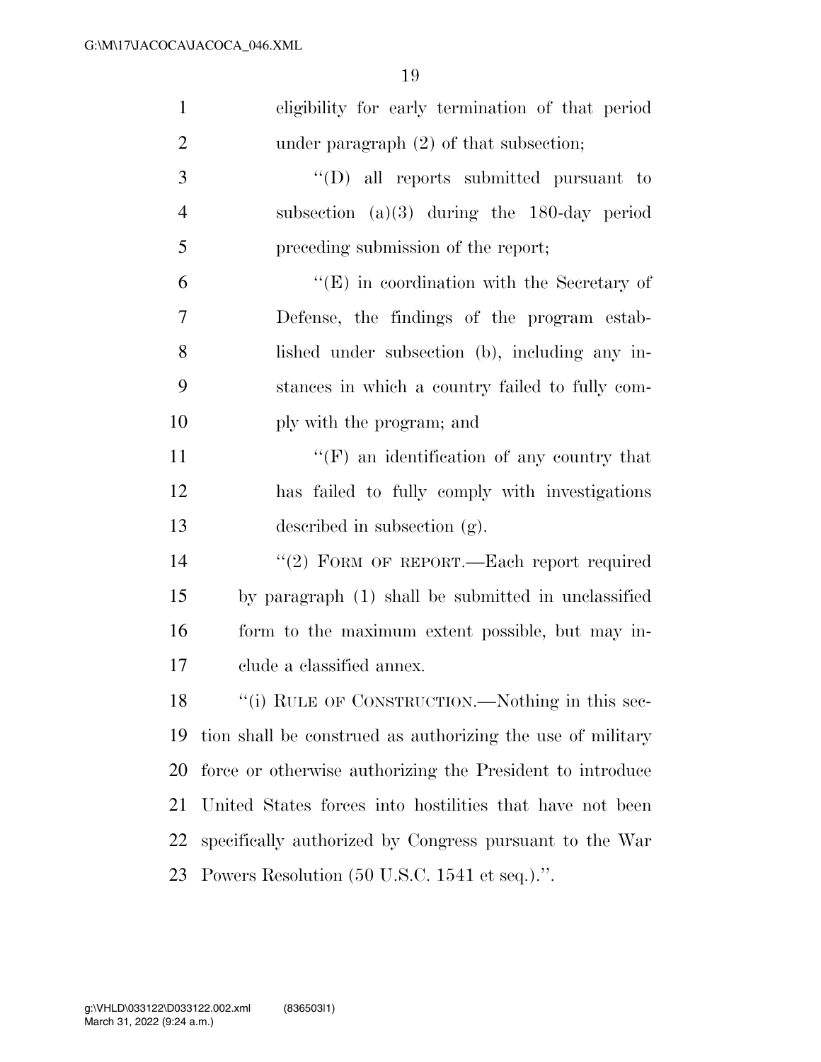eligibility for early termination of that period under paragraph (2) of that subsection;

"(D) all reports submitted pursuant to subsection (a)(3) during the 180-day period preceding submission of the report;

"(E) in coordination with the Secretary of Defense, the findings of the program established under subsection (b), including any instances in which a country failed to fully comply with the program; and

"(F) an identification of any country that has failed to fully comply with investigations described in subsection (g).

"(2) FORM OF REPORT.—Each report required by paragraph (1) shall be submitted in unclassified form to the maximum extent possible, but may include a classified annex.

"(i) RULE OF CONSTRUCTION.—Nothing in this section shall be construed as authorizing the use of military force or otherwise authorizing the President to introduce United States forces into hostilities that have not been specifically authorized by Congress pursuant to the War Powers Resolution (50 U.S.C. 1541 et seq.).".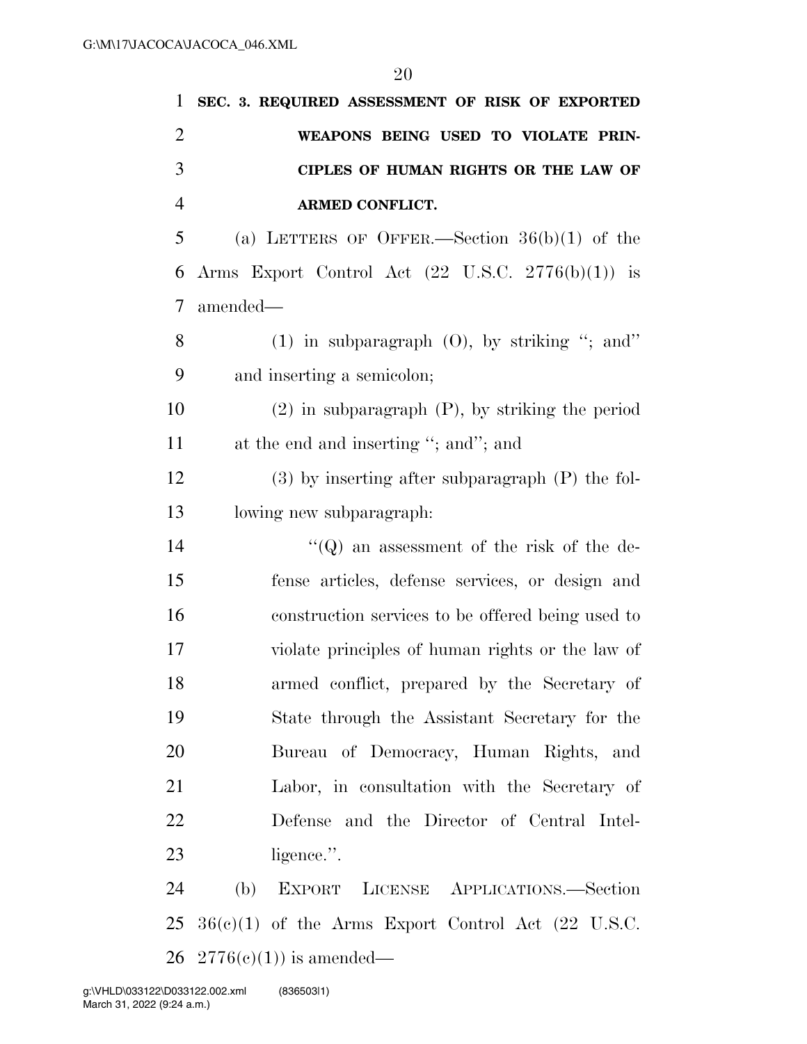**SEC. 3. REQUIRED ASSESSMENT OF RISK OF EXPORTED WEAPONS BEING USED TO VIOLATE PRINCIPLES OF HUMAN RIGHTS OR THE LAW OF ARMED CONFLICT.**

(a) LETTERS OF OFFER.—Section 36(b)(1) of the Arms Export Control Act (22 U.S.C. 2776(b)(1)) is amended—

(1) in subparagraph (O), by striking "; and" and inserting a semicolon;

(2) in subparagraph (P), by striking the period at the end and inserting "; and"; and

(3) by inserting after subparagraph (P) the following new subparagraph:

"(Q) an assessment of the risk of the defense articles, defense services, or design and construction services to be offered being used to violate principles of human rights or the law of armed conflict, prepared by the Secretary of State through the Assistant Secretary for the Bureau of Democracy, Human Rights, and Labor, in consultation with the Secretary of Defense and the Director of Central Intelligence.".

(b) EXPORT LICENSE APPLICATIONS.—Section 36(c)(1) of the Arms Export Control Act (22 U.S.C. 2776(c)(1)) is amended—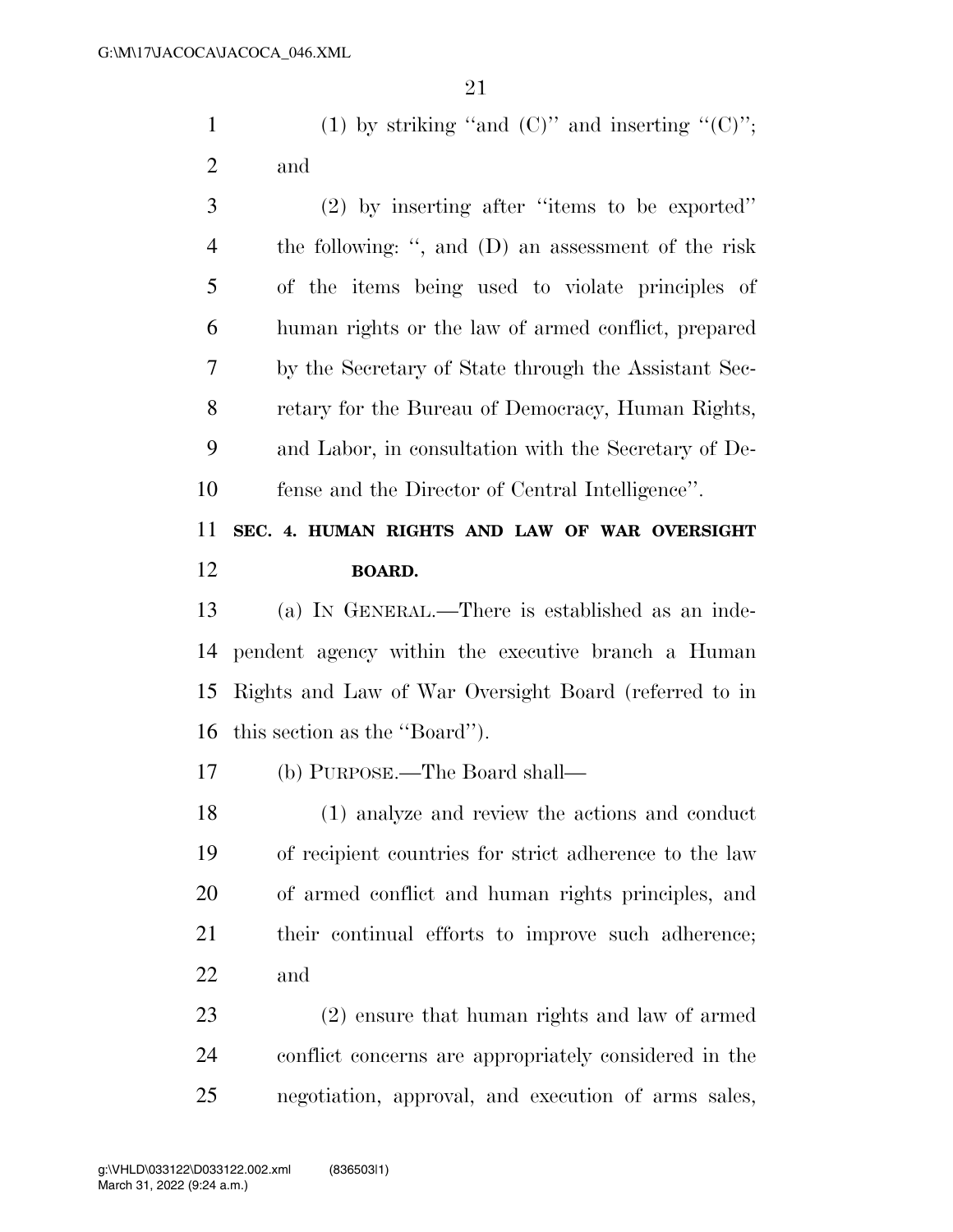(1) by striking "and (C)" and inserting "(C)"; and

(2) by inserting after "items to be exported" the following: ", and (D) an assessment of the risk of the items being used to violate principles of human rights or the law of armed conflict, prepared by the Secretary of State through the Assistant Secretary for the Bureau of Democracy, Human Rights, and Labor, in consultation with the Secretary of Defense and the Director of Central Intelligence".

**SEC. 4. HUMAN RIGHTS AND LAW OF WAR OVERSIGHT BOARD.**

(a) IN GENERAL.—There is established as an independent agency within the executive branch a Human Rights and Law of War Oversight Board (referred to in this section as the "Board").

(b) PURPOSE.—The Board shall—

(1) analyze and review the actions and conduct of recipient countries for strict adherence to the law of armed conflict and human rights principles, and their continual efforts to improve such adherence; and

(2) ensure that human rights and law of armed conflict concerns are appropriately considered in the negotiation, approval, and execution of arms sales,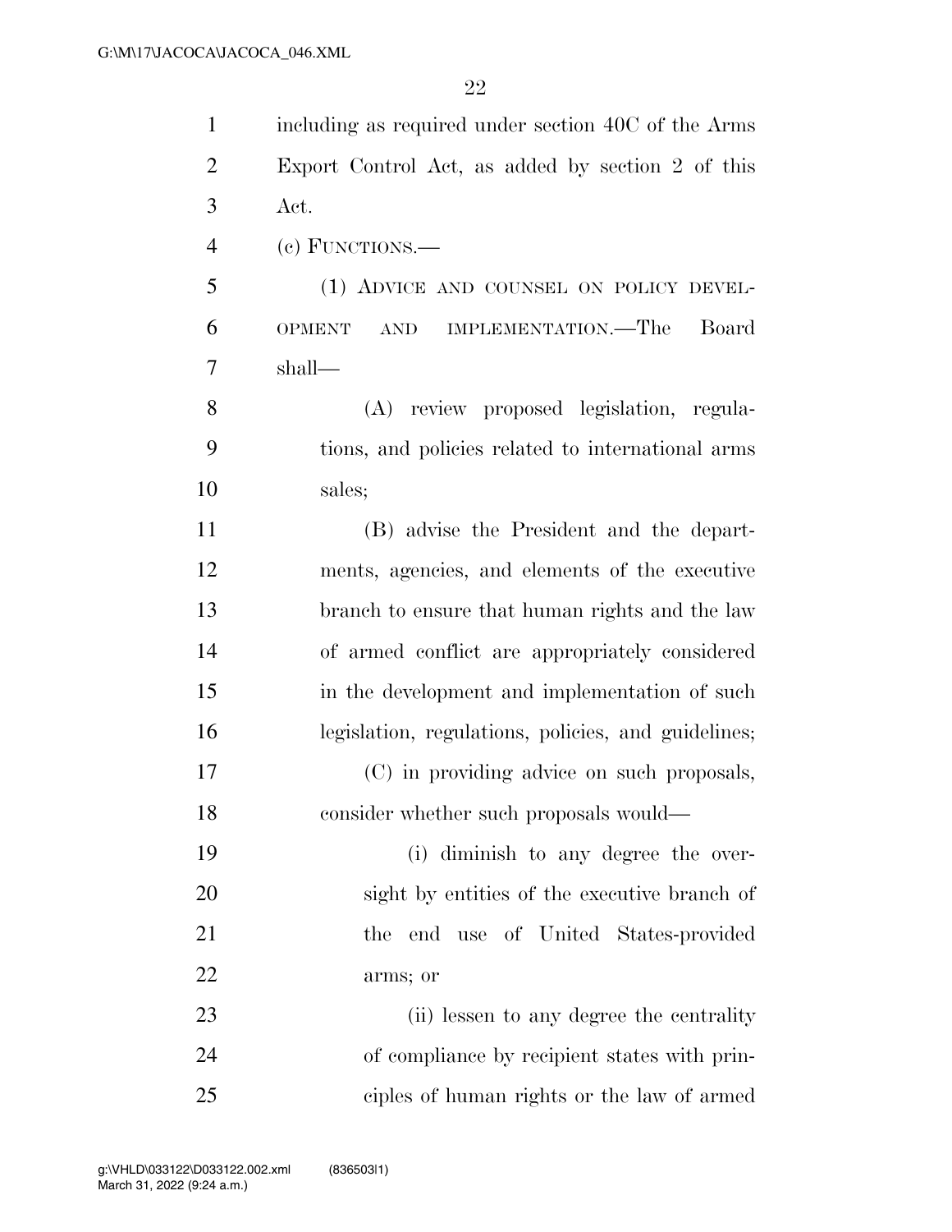including as required under section 40C of the Arms Export Control Act, as added by section 2 of this Act.

(c) FUNCTIONS.—

(1) ADVICE AND COUNSEL ON POLICY DEVELOPMENT AND IMPLEMENTATION.—The Board shall—

(A) review proposed legislation, regulations, and policies related to international arms sales;

(B) advise the President and the departments, agencies, and elements of the executive branch to ensure that human rights and the law of armed conflict are appropriately considered in the development and implementation of such legislation, regulations, policies, and guidelines;

(C) in providing advice on such proposals, consider whether such proposals would—

(i) diminish to any degree the oversight by entities of the executive branch of the end use of United States-provided arms; or

(ii) lessen to any degree the centrality of compliance by recipient states with principles of human rights or the law of armed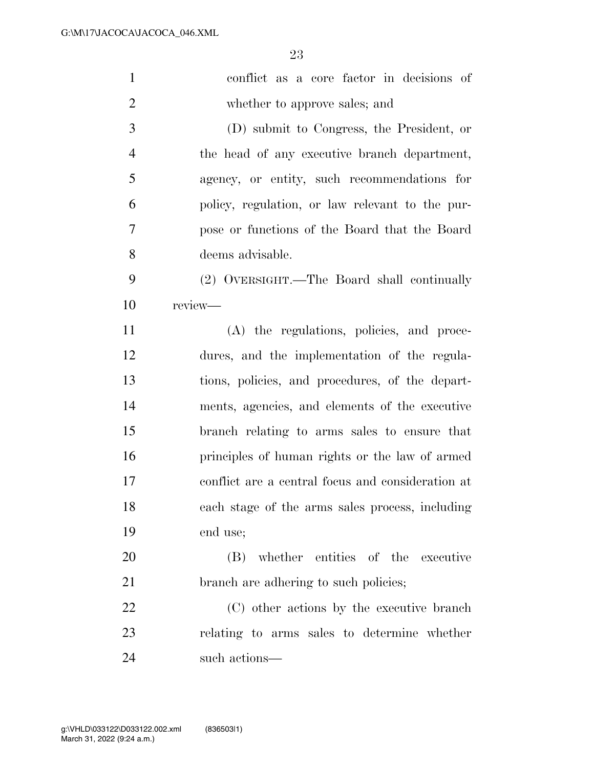conflict as a core factor in decisions of whether to approve sales; and

(D) submit to Congress, the President, or the head of any executive branch department, agency, or entity, such recommendations for policy, regulation, or law relevant to the purpose or functions of the Board that the Board deems advisable.

(2) OVERSIGHT.—The Board shall continually review—

(A) the regulations, policies, and procedures, and the implementation of the regulations, policies, and procedures, of the departments, agencies, and elements of the executive branch relating to arms sales to ensure that principles of human rights or the law of armed conflict are a central focus and consideration at each stage of the arms sales process, including end use;

(B) whether entities of the executive branch are adhering to such policies;

(C) other actions by the executive branch relating to arms sales to determine whether such actions—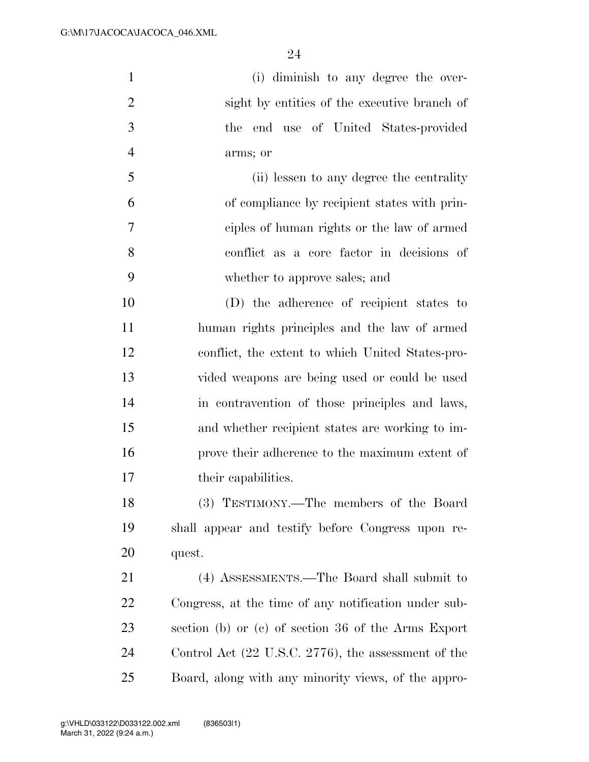(i) diminish to any degree the oversight by entities of the executive branch of the end use of United States-provided arms; or

(ii) lessen to any degree the centrality of compliance by recipient states with principles of human rights or the law of armed conflict as a core factor in decisions of whether to approve sales; and

(D) the adherence of recipient states to human rights principles and the law of armed conflict, the extent to which United States-provided weapons are being used or could be used in contravention of those principles and laws, and whether recipient states are working to improve their adherence to the maximum extent of their capabilities.

(3) TESTIMONY.—The members of the Board shall appear and testify before Congress upon request.

(4) ASSESSMENTS.—The Board shall submit to Congress, at the time of any notification under subsection (b) or (c) of section 36 of the Arms Export Control Act (22 U.S.C. 2776), the assessment of the Board, along with any minority views, of the appro-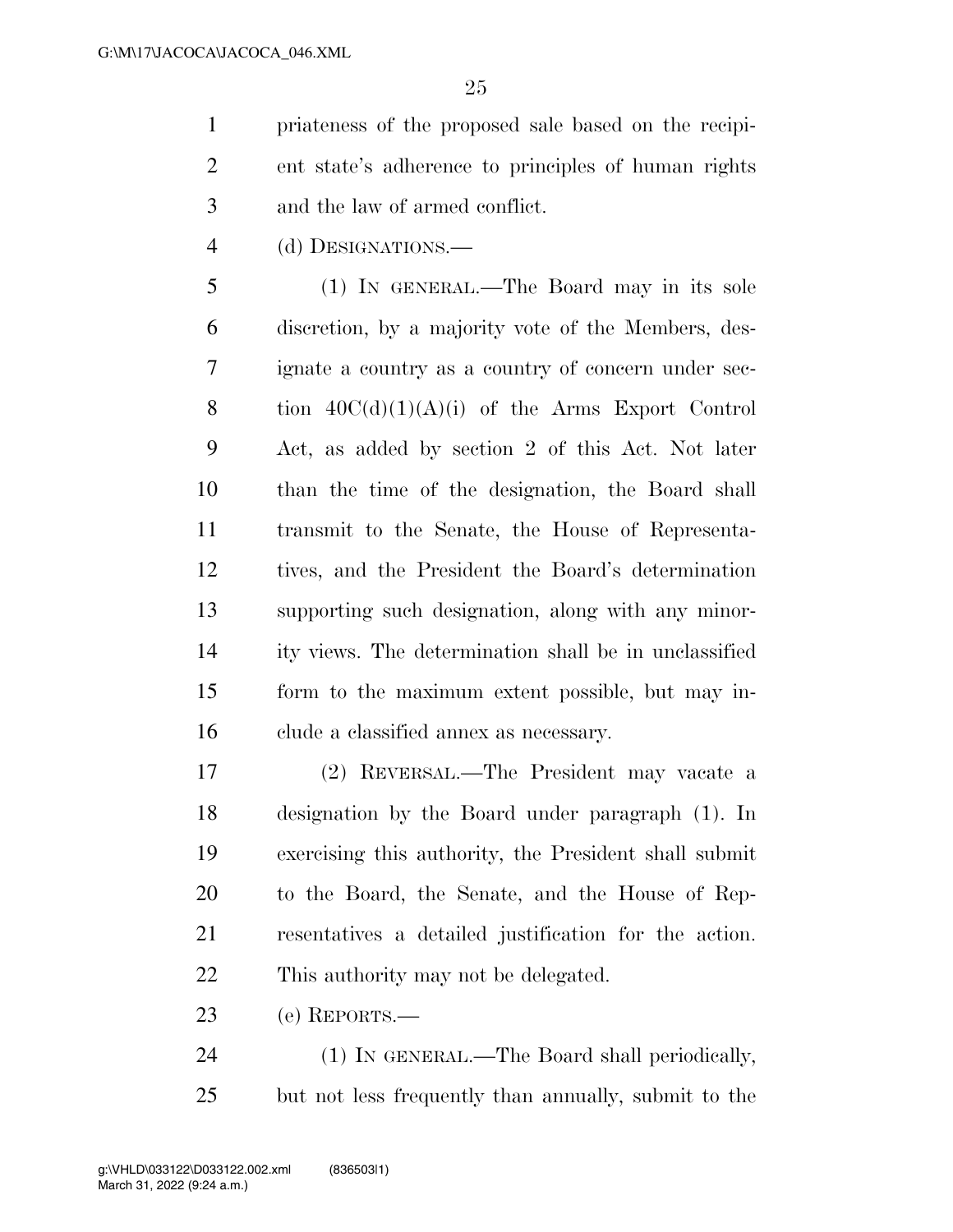priateness of the proposed sale based on the recipient state's adherence to principles of human rights and the law of armed conflict.

(d) DESIGNATIONS.—

(1) IN GENERAL.—The Board may in its sole discretion, by a majority vote of the Members, designate a country as a country of concern under section 40C(d)(1)(A)(i) of the Arms Export Control Act, as added by section 2 of this Act. Not later than the time of the designation, the Board shall transmit to the Senate, the House of Representatives, and the President the Board's determination supporting such designation, along with any minority views. The determination shall be in unclassified form to the maximum extent possible, but may include a classified annex as necessary.

(2) REVERSAL.—The President may vacate a designation by the Board under paragraph (1). In exercising this authority, the President shall submit to the Board, the Senate, and the House of Representatives a detailed justification for the action. This authority may not be delegated.

(e) REPORTS.—

(1) IN GENERAL.—The Board shall periodically, but not less frequently than annually, submit to the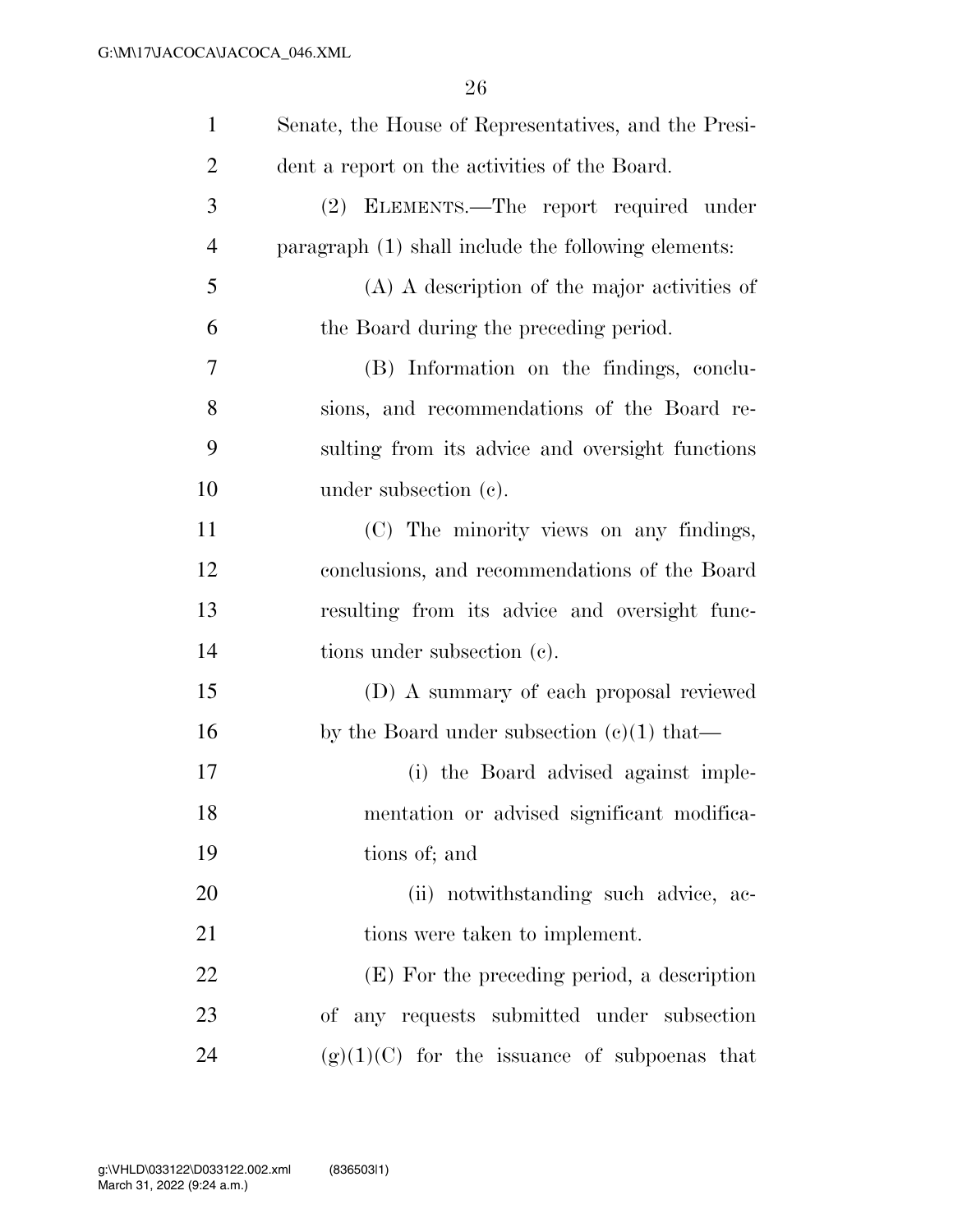Senate, the House of Representatives, and the President a report on the activities of the Board.

(2) ELEMENTS.—The report required under paragraph (1) shall include the following elements:

(A) A description of the major activities of the Board during the preceding period.

(B) Information on the findings, conclusions, and recommendations of the Board resulting from its advice and oversight functions under subsection (c).

(C) The minority views on any findings, conclusions, and recommendations of the Board resulting from its advice and oversight functions under subsection (c).

(D) A summary of each proposal reviewed by the Board under subsection (c)(1) that—

(i) the Board advised against implementation or advised significant modifications of; and

(ii) notwithstanding such advice, actions were taken to implement.

(E) For the preceding period, a description of any requests submitted under subsection (g)(1)(C) for the issuance of subpoenas that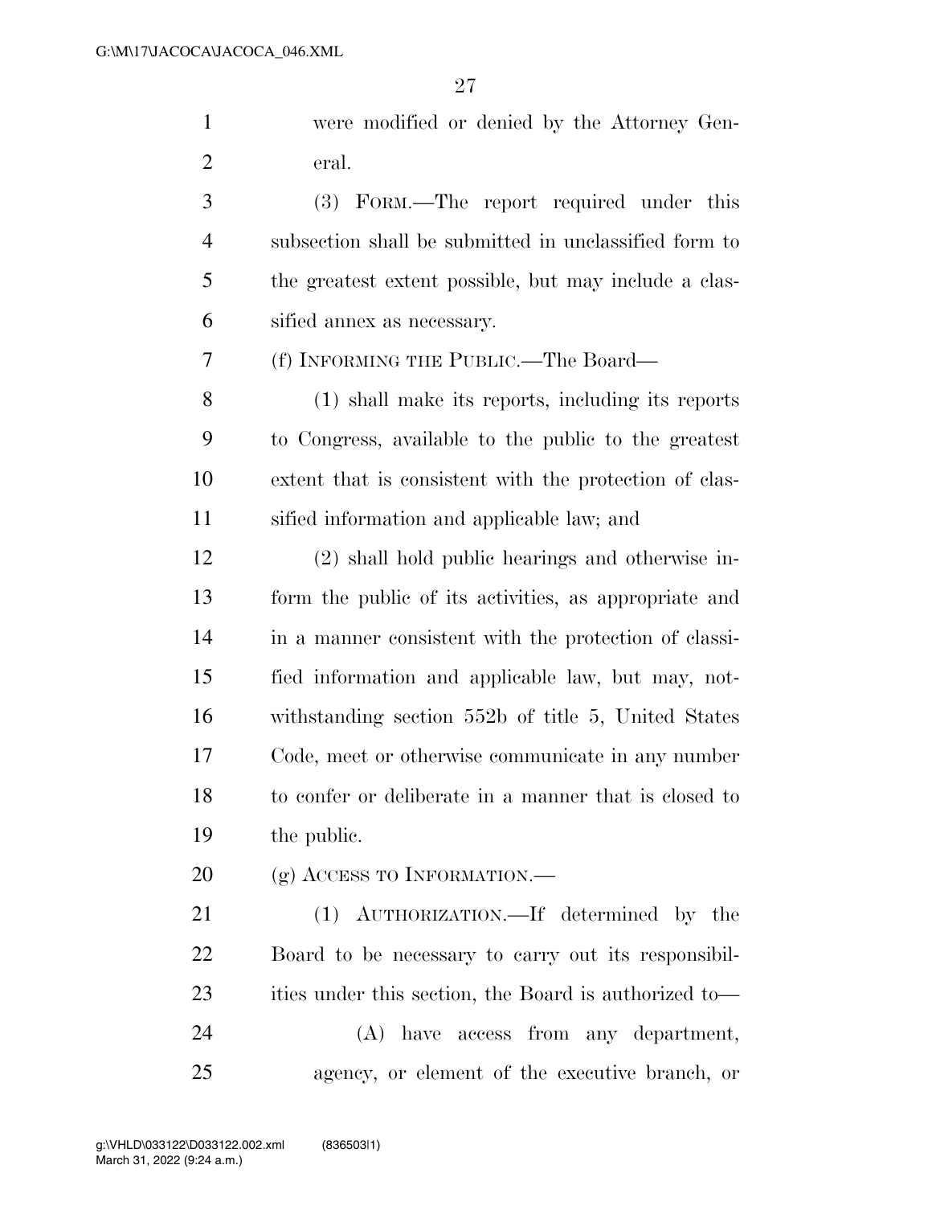were modified or denied by the Attorney General.

(3) FORM.—The report required under this subsection shall be submitted in unclassified form to the greatest extent possible, but may include a classified annex as necessary.

(f) INFORMING THE PUBLIC.—The Board—

(1) shall make its reports, including its reports to Congress, available to the public to the greatest extent that is consistent with the protection of classified information and applicable law; and

(2) shall hold public hearings and otherwise inform the public of its activities, as appropriate and in a manner consistent with the protection of classified information and applicable law, but may, notwithstanding section 552b of title 5, United States Code, meet or otherwise communicate in any number to confer or deliberate in a manner that is closed to the public.

(g) ACCESS TO INFORMATION.—

(1) AUTHORIZATION.—If determined by the Board to be necessary to carry out its responsibilities under this section, the Board is authorized to—

(A) have access from any department, agency, or element of the executive branch, or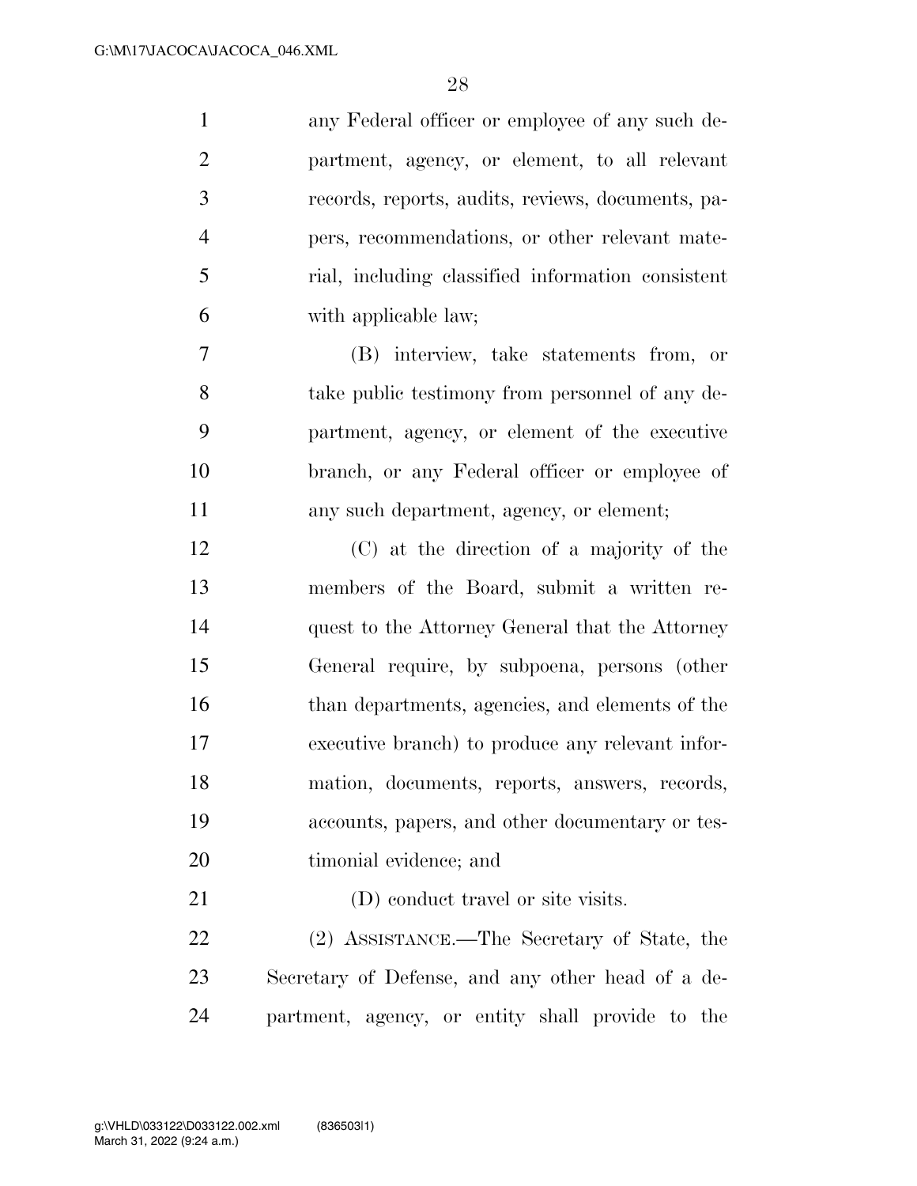any Federal officer or employee of any such department, agency, or element, to all relevant records, reports, audits, reviews, documents, papers, recommendations, or other relevant material, including classified information consistent with applicable law;

(B) interview, take statements from, or take public testimony from personnel of any department, agency, or element of the executive branch, or any Federal officer or employee of any such department, agency, or element;

(C) at the direction of a majority of the members of the Board, submit a written request to the Attorney General that the Attorney General require, by subpoena, persons (other than departments, agencies, and elements of the executive branch) to produce any relevant information, documents, reports, answers, records, accounts, papers, and other documentary or testimonial evidence; and

(D) conduct travel or site visits.

(2) ASSISTANCE.—The Secretary of State, the Secretary of Defense, and any other head of a department, agency, or entity shall provide to the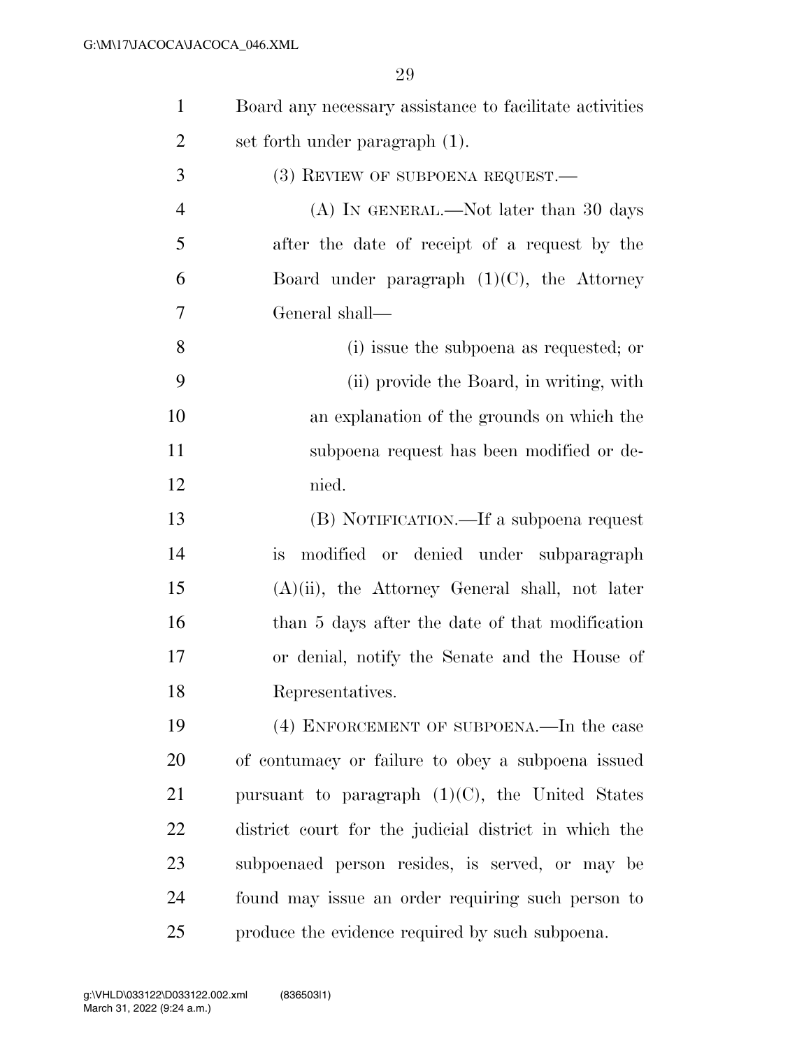Board any necessary assistance to facilitate activities set forth under paragraph (1).

(3) REVIEW OF SUBPOENA REQUEST.—

(A) IN GENERAL.—Not later than 30 days after the date of receipt of a request by the Board under paragraph (1)(C), the Attorney General shall—

(i) issue the subpoena as requested; or

(ii) provide the Board, in writing, with an explanation of the grounds on which the subpoena request has been modified or denied.

(B) NOTIFICATION.—If a subpoena request is modified or denied under subparagraph (A)(ii), the Attorney General shall, not later than 5 days after the date of that modification or denial, notify the Senate and the House of Representatives.

(4) ENFORCEMENT OF SUBPOENA.—In the case of contumacy or failure to obey a subpoena issued pursuant to paragraph (1)(C), the United States district court for the judicial district in which the subpoenaed person resides, is served, or may be found may issue an order requiring such person to produce the evidence required by such subpoena.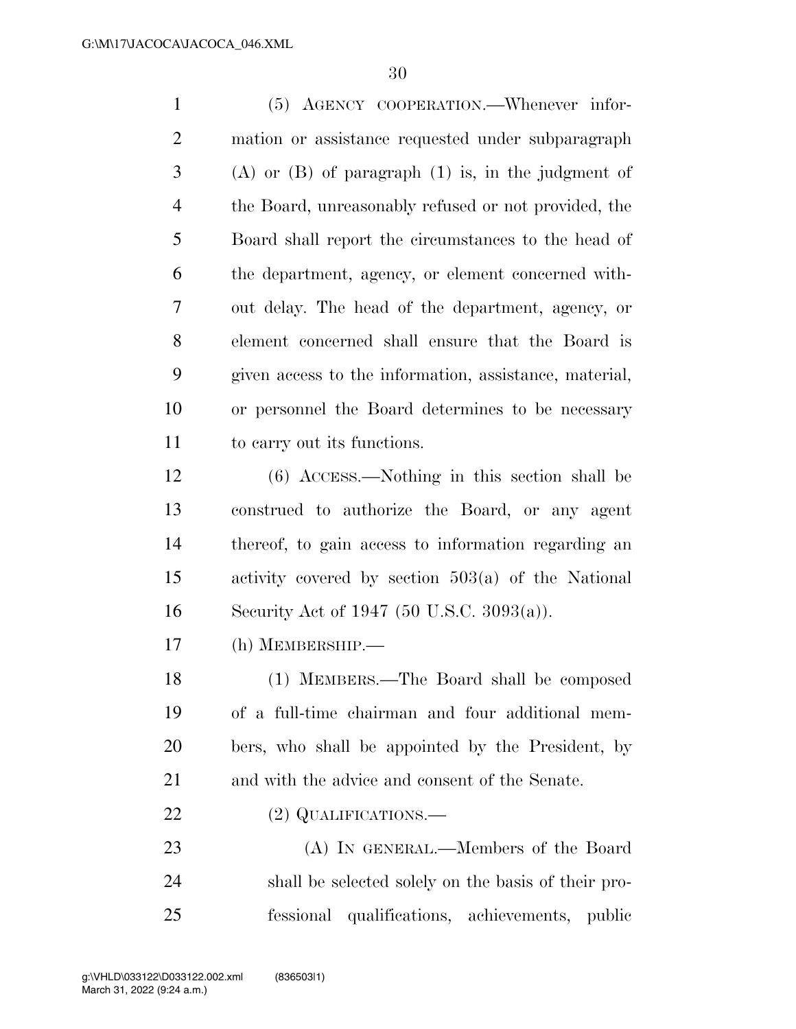(5) AGENCY COOPERATION.—Whenever information or assistance requested under subparagraph (A) or (B) of paragraph (1) is, in the judgment of the Board, unreasonably refused or not provided, the Board shall report the circumstances to the head of the department, agency, or element concerned without delay. The head of the department, agency, or element concerned shall ensure that the Board is given access to the information, assistance, material, or personnel the Board determines to be necessary to carry out its functions.

(6) ACCESS.—Nothing in this section shall be construed to authorize the Board, or any agent thereof, to gain access to information regarding an activity covered by section 503(a) of the National Security Act of 1947 (50 U.S.C. 3093(a)).

(h) MEMBERSHIP.—

(1) MEMBERS.—The Board shall be composed of a full-time chairman and four additional members, who shall be appointed by the President, by and with the advice and consent of the Senate.

(2) QUALIFICATIONS.—

(A) IN GENERAL.—Members of the Board shall be selected solely on the basis of their professional qualifications, achievements, public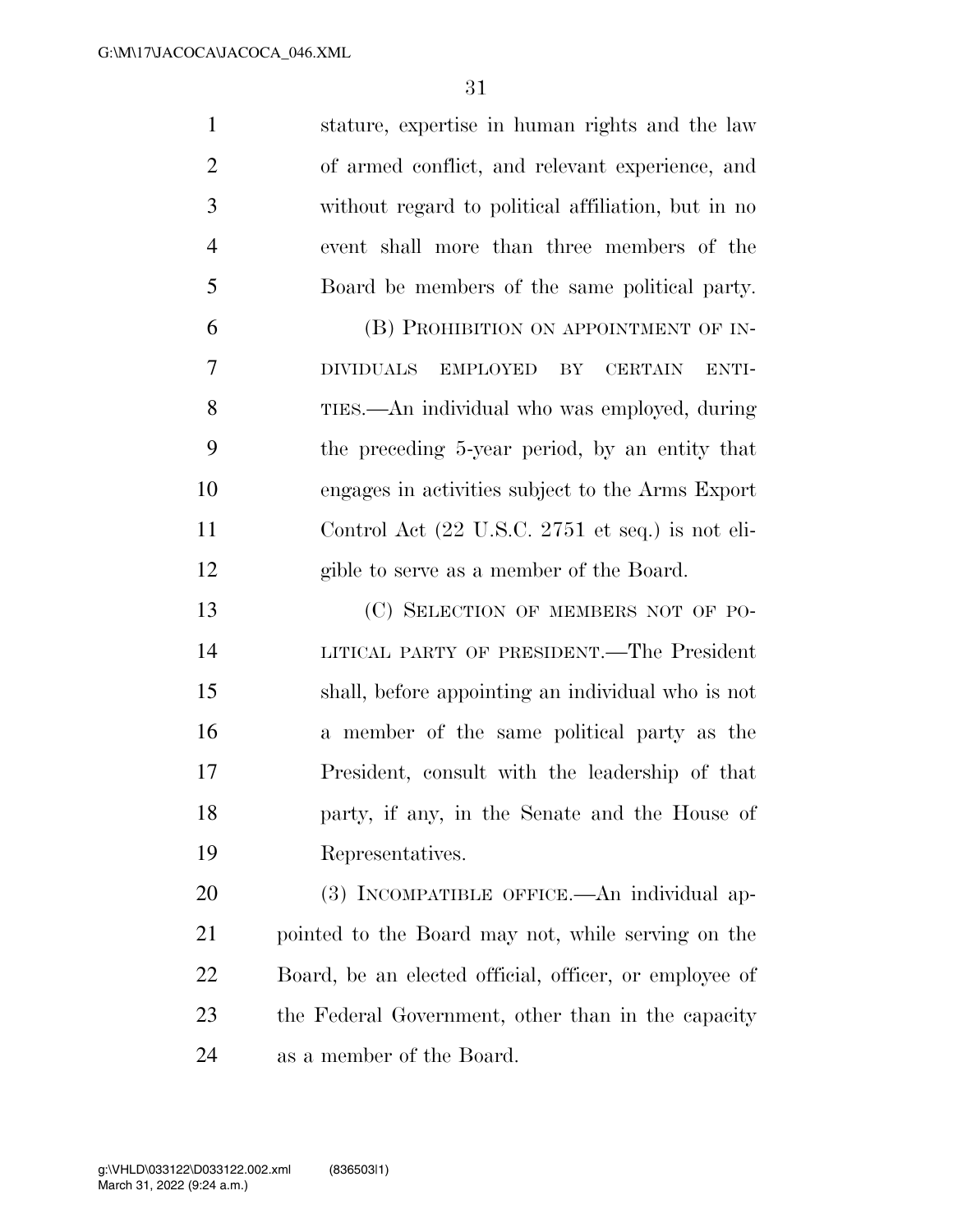stature, expertise in human rights and the law of armed conflict, and relevant experience, and without regard to political affiliation, but in no event shall more than three members of the Board be members of the same political party.

(B) PROHIBITION ON APPOINTMENT OF INDIVIDUALS EMPLOYED BY CERTAIN ENTITIES.—An individual who was employed, during the preceding 5-year period, by an entity that engages in activities subject to the Arms Export Control Act (22 U.S.C. 2751 et seq.) is not eligible to serve as a member of the Board.

(C) SELECTION OF MEMBERS NOT OF POLITICAL PARTY OF PRESIDENT.—The President shall, before appointing an individual who is not a member of the same political party as the President, consult with the leadership of that party, if any, in the Senate and the House of Representatives.

(3) INCOMPATIBLE OFFICE.—An individual appointed to the Board may not, while serving on the Board, be an elected official, officer, or employee of the Federal Government, other than in the capacity as a member of the Board.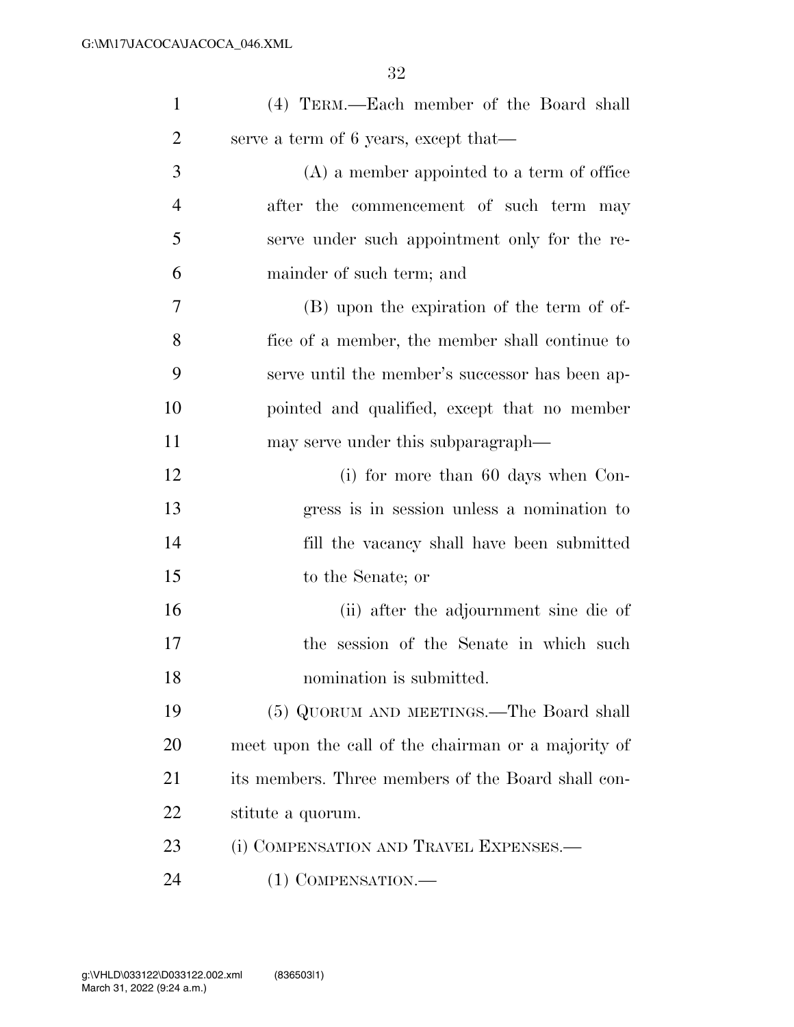(4) TERM.—Each member of the Board shall serve a term of 6 years, except that—

(A) a member appointed to a term of office after the commencement of such term may serve under such appointment only for the remainder of such term; and

(B) upon the expiration of the term of office of a member, the member shall continue to serve until the member's successor has been appointed and qualified, except that no member may serve under this subparagraph—

(i) for more than 60 days when Congress is in session unless a nomination to fill the vacancy shall have been submitted to the Senate; or

(ii) after the adjournment sine die of the session of the Senate in which such nomination is submitted.

(5) QUORUM AND MEETINGS.—The Board shall meet upon the call of the chairman or a majority of its members. Three members of the Board shall constitute a quorum.

(i) COMPENSATION AND TRAVEL EXPENSES.—

(1) COMPENSATION.—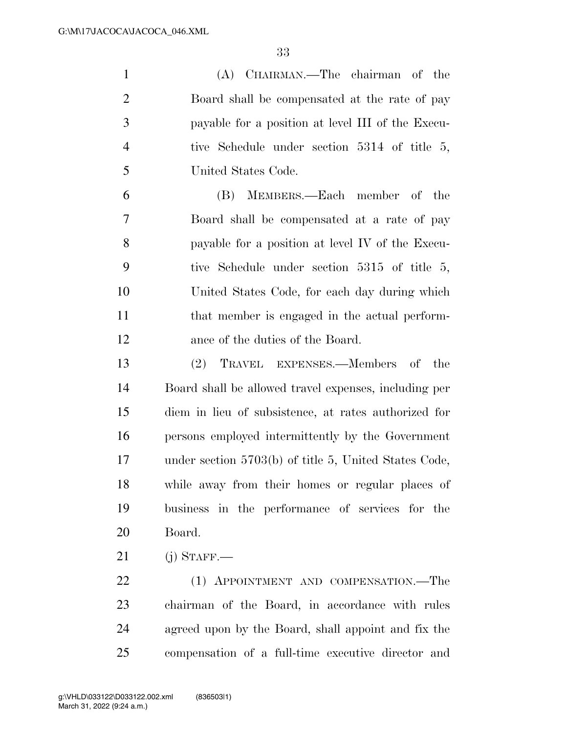(A) CHAIRMAN.—The chairman of the Board shall be compensated at the rate of pay payable for a position at level III of the Executive Schedule under section 5314 of title 5, United States Code.

(B) MEMBERS.—Each member of the Board shall be compensated at a rate of pay payable for a position at level IV of the Executive Schedule under section 5315 of title 5, United States Code, for each day during which that member is engaged in the actual performance of the duties of the Board.

(2) TRAVEL EXPENSES.—Members of the Board shall be allowed travel expenses, including per diem in lieu of subsistence, at rates authorized for persons employed intermittently by the Government under section 5703(b) of title 5, United States Code, while away from their homes or regular places of business in the performance of services for the Board.

(j) STAFF.—

(1) APPOINTMENT AND COMPENSATION.—The chairman of the Board, in accordance with rules agreed upon by the Board, shall appoint and fix the compensation of a full-time executive director and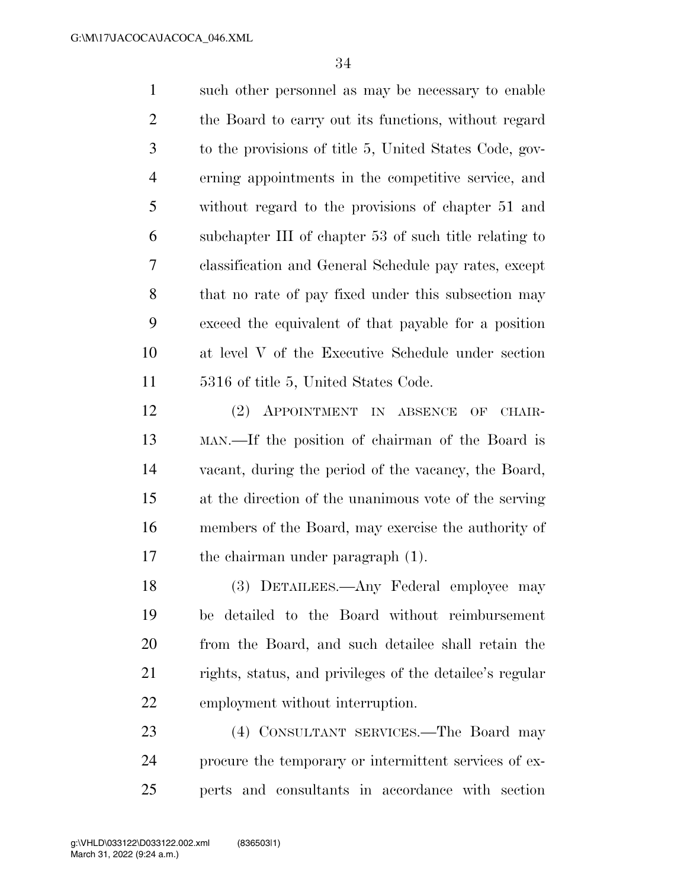such other personnel as may be necessary to enable the Board to carry out its functions, without regard to the provisions of title 5, United States Code, governing appointments in the competitive service, and without regard to the provisions of chapter 51 and subchapter III of chapter 53 of such title relating to classification and General Schedule pay rates, except that no rate of pay fixed under this subsection may exceed the equivalent of that payable for a position at level V of the Executive Schedule under section 5316 of title 5, United States Code.

(2) APPOINTMENT IN ABSENCE OF CHAIRMAN.—If the position of chairman of the Board is vacant, during the period of the vacancy, the Board, at the direction of the unanimous vote of the serving members of the Board, may exercise the authority of the chairman under paragraph (1).

(3) DETAILEES.—Any Federal employee may be detailed to the Board without reimbursement from the Board, and such detailee shall retain the rights, status, and privileges of the detailee's regular employment without interruption.

(4) CONSULTANT SERVICES.—The Board may procure the temporary or intermittent services of experts and consultants in accordance with section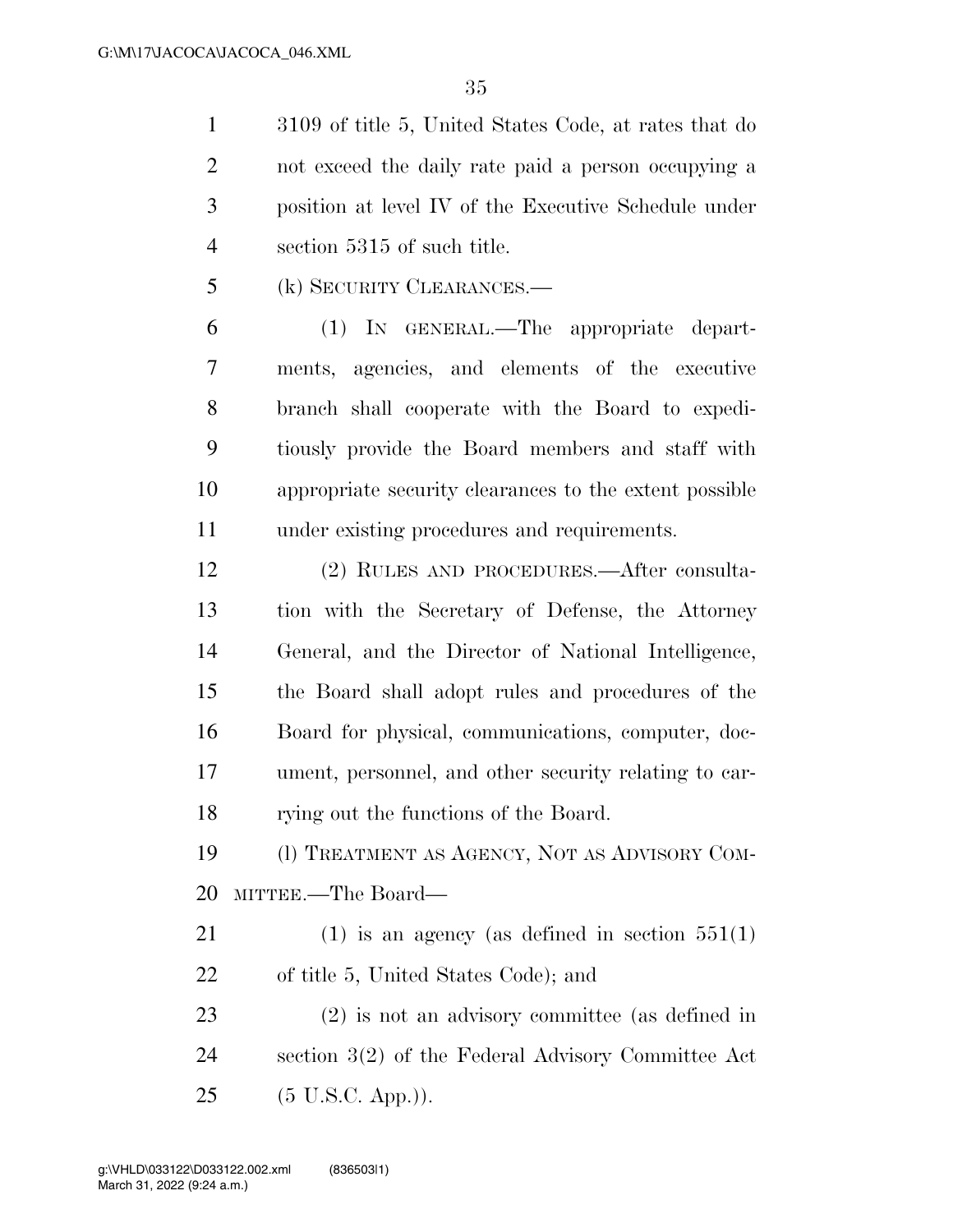3109 of title 5, United States Code, at rates that do not exceed the daily rate paid a person occupying a position at level IV of the Executive Schedule under section 5315 of such title.

(k) SECURITY CLEARANCES.—

(1) IN GENERAL.—The appropriate departments, agencies, and elements of the executive branch shall cooperate with the Board to expeditiously provide the Board members and staff with appropriate security clearances to the extent possible under existing procedures and requirements.

(2) RULES AND PROCEDURES.—After consultation with the Secretary of Defense, the Attorney General, and the Director of National Intelligence, the Board shall adopt rules and procedures of the Board for physical, communications, computer, document, personnel, and other security relating to carrying out the functions of the Board.

(l) TREATMENT AS AGENCY, NOT AS ADVISORY COMMITTEE.—The Board—

(1) is an agency (as defined in section 551(1) of title 5, United States Code); and

(2) is not an advisory committee (as defined in section 3(2) of the Federal Advisory Committee Act (5 U.S.C. App.)).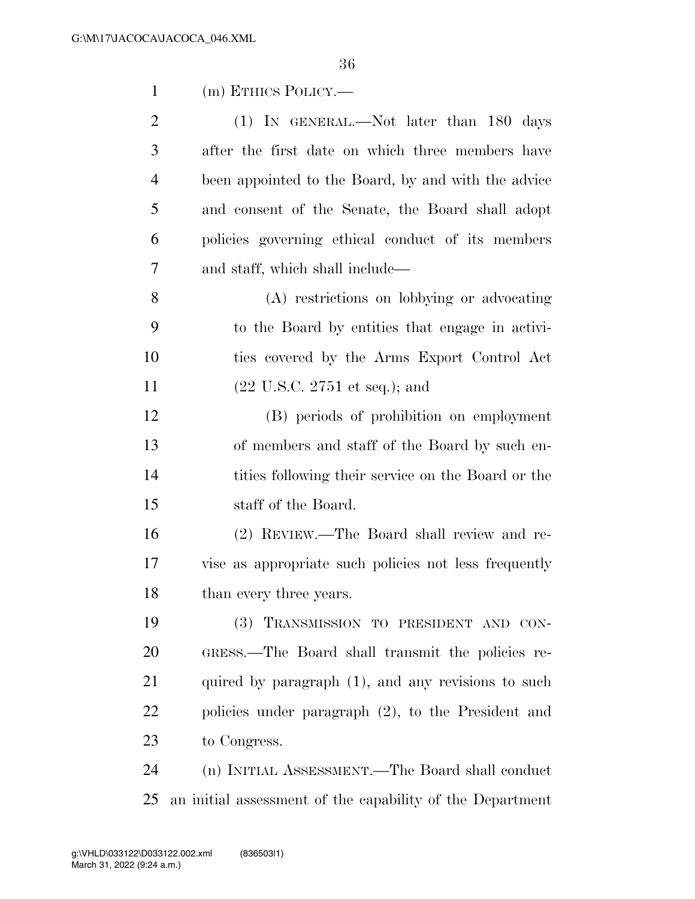(m) ETHICS POLICY.—

(1) IN GENERAL.—Not later than 180 days after the first date on which three members have been appointed to the Board, by and with the advice and consent of the Senate, the Board shall adopt policies governing ethical conduct of its members and staff, which shall include—

(A) restrictions on lobbying or advocating to the Board by entities that engage in activities covered by the Arms Export Control Act (22 U.S.C. 2751 et seq.); and

(B) periods of prohibition on employment of members and staff of the Board by such entities following their service on the Board or the staff of the Board.

(2) REVIEW.—The Board shall review and revise as appropriate such policies not less frequently than every three years.

(3) TRANSMISSION TO PRESIDENT AND CONGRESS.—The Board shall transmit the policies required by paragraph (1), and any revisions to such policies under paragraph (2), to the President and to Congress.

(n) INITIAL ASSESSMENT.—The Board shall conduct an initial assessment of the capability of the Department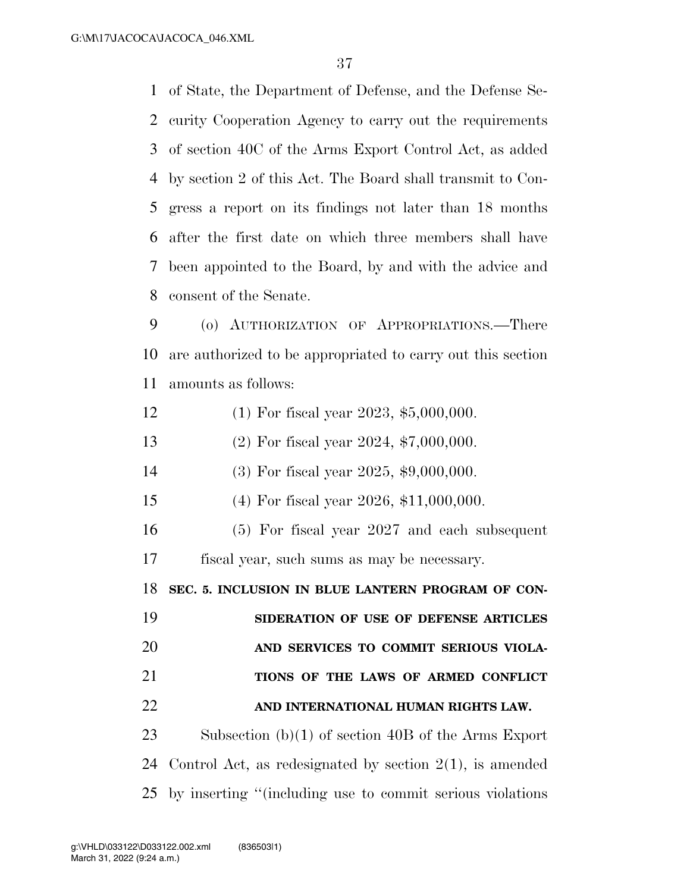of State, the Department of Defense, and the Defense Security Cooperation Agency to carry out the requirements of section 40C of the Arms Export Control Act, as added by section 2 of this Act. The Board shall transmit to Congress a report on its findings not later than 18 months after the first date on which three members shall have been appointed to the Board, by and with the advice and consent of the Senate.

(o) AUTHORIZATION OF APPROPRIATIONS.—There are authorized to be appropriated to carry out this section amounts as follows:

(1) For fiscal year 2023, $5,000,000.

(2) For fiscal year 2024, $7,000,000.

(3) For fiscal year 2025, $9,000,000.

(4) For fiscal year 2026, $11,000,000.

(5) For fiscal year 2027 and each subsequent fiscal year, such sums as may be necessary.

## SEC. 5. INCLUSION IN BLUE LANTERN PROGRAM OF CONSIDERATION OF USE OF DEFENSE ARTICLES AND SERVICES TO COMMIT SERIOUS VIOLATIONS OF THE LAWS OF ARMED CONFLICT AND INTERNATIONAL HUMAN RIGHTS LAW.

Subsection (b)(1) of section 40B of the Arms Export Control Act, as redesignated by section 2(1), is amended by inserting "(including use to commit serious violations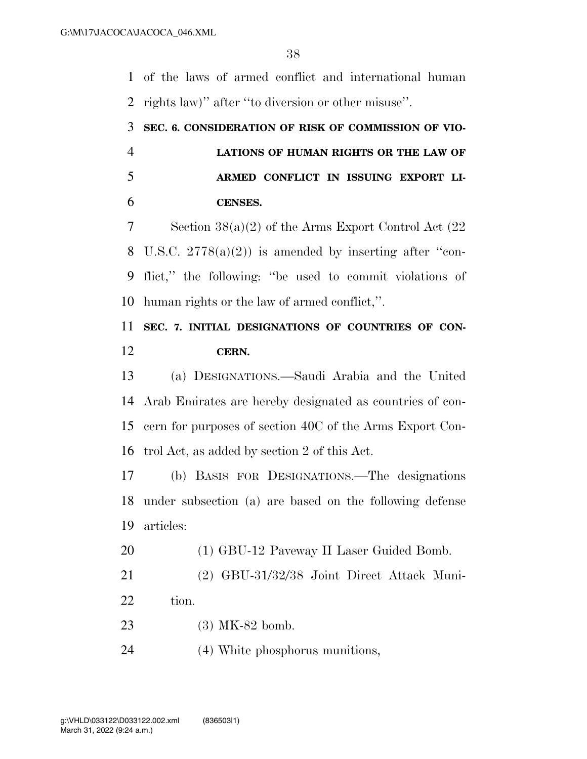of the laws of armed conflict and international human rights law)'' after ''to diversion or other misuse''.

**SEC. 6. CONSIDERATION OF RISK OF COMMISSION OF VIOLATIONS OF HUMAN RIGHTS OR THE LAW OF ARMED CONFLICT IN ISSUING EXPORT LICENSES.**

Section 38(a)(2) of the Arms Export Control Act (22 U.S.C. 2778(a)(2)) is amended by inserting after ''conflict,'' the following: ''be used to commit violations of human rights or the law of armed conflict,''.

**SEC. 7. INITIAL DESIGNATIONS OF COUNTRIES OF CONCERN.**

(a) DESIGNATIONS.—Saudi Arabia and the United Arab Emirates are hereby designated as countries of concern for purposes of section 40C of the Arms Export Control Act, as added by section 2 of this Act.

(b) BASIS FOR DESIGNATIONS.—The designations under subsection (a) are based on the following defense articles:

(1) GBU-12 Paveway II Laser Guided Bomb.

(2) GBU-31/32/38 Joint Direct Attack Munition.

(3) MK-82 bomb.

(4) White phosphorus munitions,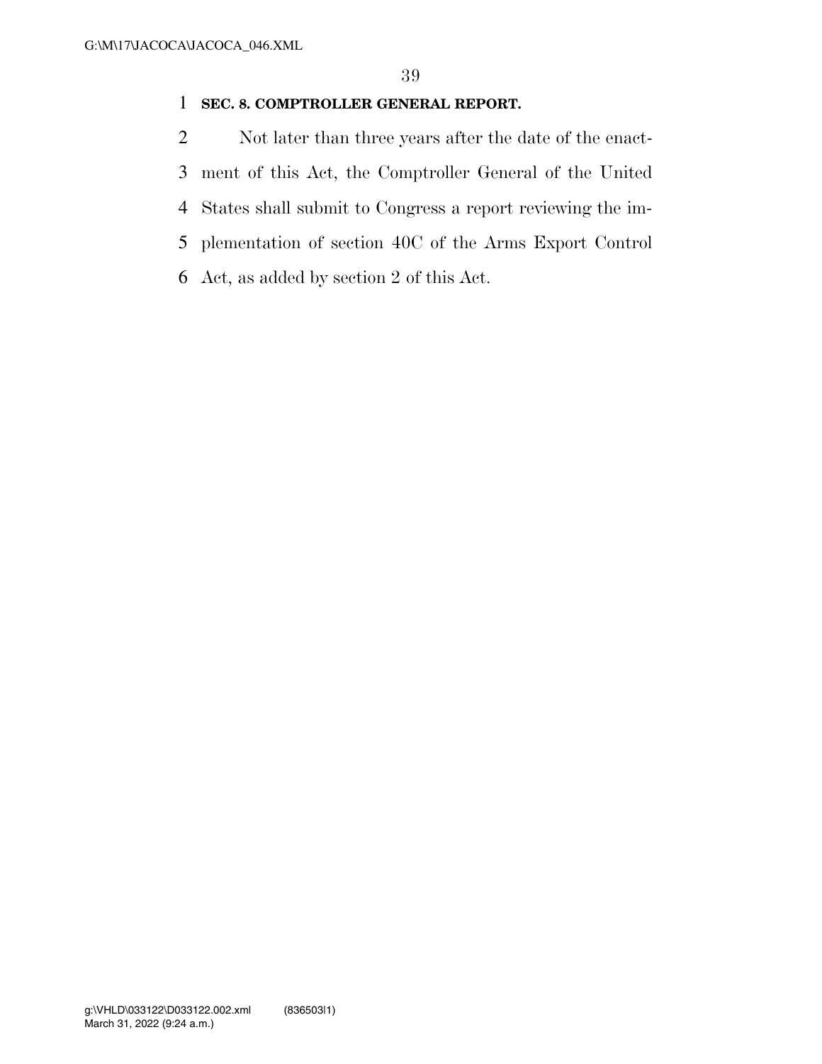**SEC. 8. COMPTROLLER GENERAL REPORT.**

Not later than three years after the date of the enactment of this Act, the Comptroller General of the United States shall submit to Congress a report reviewing the implementation of section 40C of the Arms Export Control Act, as added by section 2 of this Act.